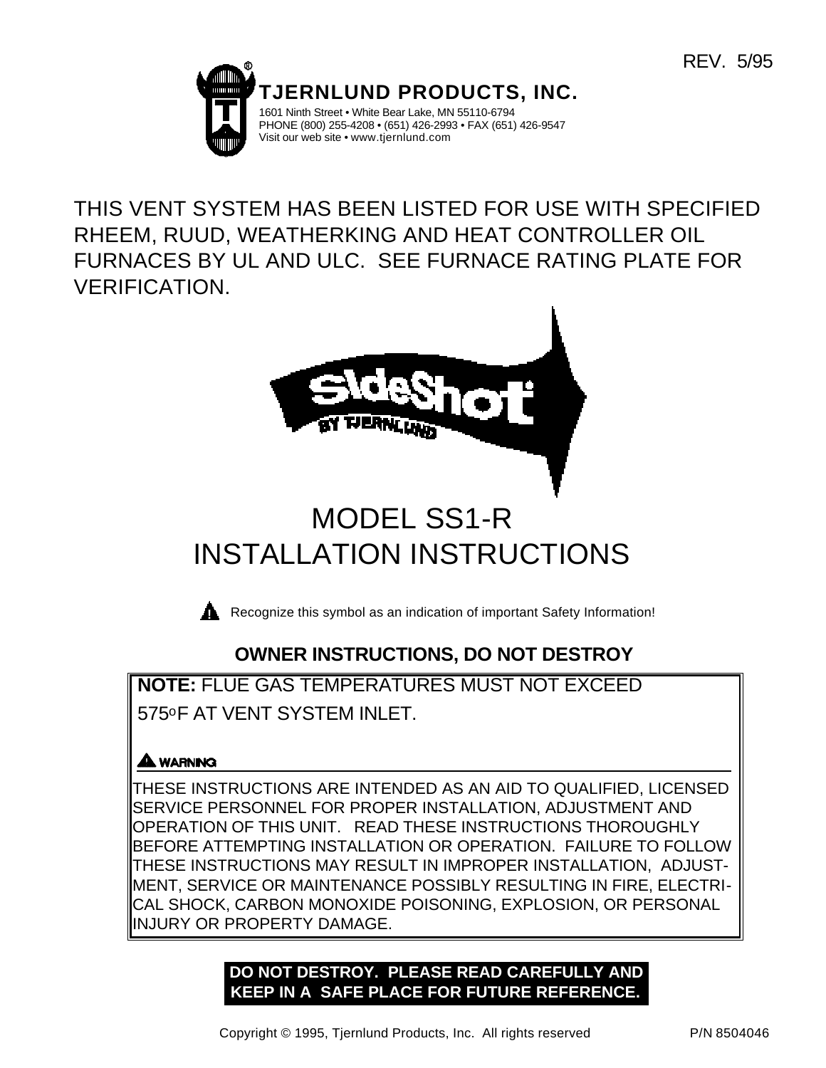REV. 5/95

**TJERNLUND PRODUCTS, INC.**

1601 Ninth Street • White Bear Lake, MN 55110-6794
PHONE (800) 255-4208 • (651) 426-2993 • FAX (651) 426-9547
Visit our web site • www.tjernlund.com

THIS VENT SYSTEM HAS BEEN LISTED FOR USE WITH SPECIFIED RHEEM, RUUD, WEATHERKING AND HEAT CONTROLLER OIL FURNACES BY UL AND ULC. SEE FURNACE RATING PLATE FOR VERIFICATION.

SideShot® BY TJERNLUND

# MODEL SS1-R
# INSTALLATION INSTRUCTIONS

Recognize this symbol as an indication of important Safety Information!

## OWNER INSTRUCTIONS, DO NOT DESTROY

**NOTE:** FLUE GAS TEMPERATURES MUST NOT EXCEED 575°F AT VENT SYSTEM INLET.

**WARNING**

THESE INSTRUCTIONS ARE INTENDED AS AN AID TO QUALIFIED, LICENSED SERVICE PERSONNEL FOR PROPER INSTALLATION, ADJUSTMENT AND OPERATION OF THIS UNIT. READ THESE INSTRUCTIONS THOROUGHLY BEFORE ATTEMPTING INSTALLATION OR OPERATION. FAILURE TO FOLLOW THESE INSTRUCTIONS MAY RESULT IN IMPROPER INSTALLATION, ADJUSTMENT, SERVICE OR MAINTENANCE POSSIBLY RESULTING IN FIRE, ELECTRICAL SHOCK, CARBON MONOXIDE POISONING, EXPLOSION, OR PERSONAL INJURY OR PROPERTY DAMAGE.

**DO NOT DESTROY. PLEASE READ CAREFULLY AND KEEP IN A SAFE PLACE FOR FUTURE REFERENCE.**

Copyright © 1995, Tjernlund Products, Inc. All rights reserved P/N 8504046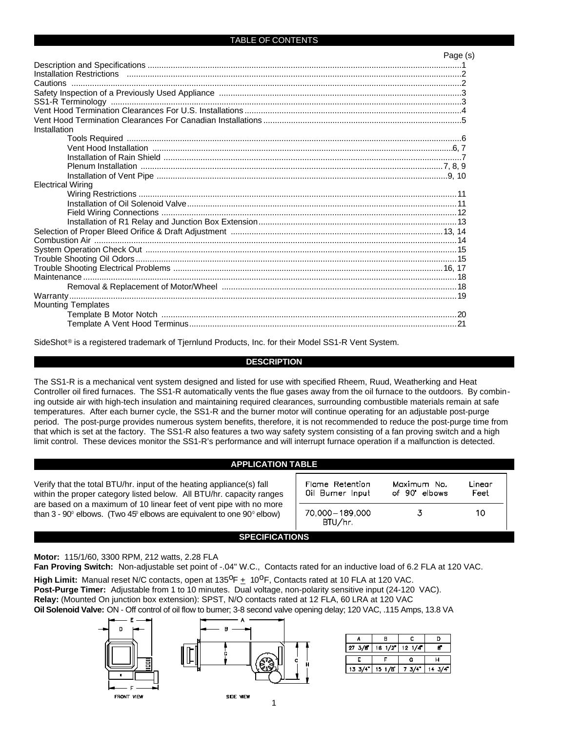## TABLE OF CONTENTS

| | Page (s) |
|---|---|
| Description and Specifications | 1 |
| Installation Restrictions | 2 |
| Cautions | 2 |
| Safety Inspection of a Previously Used Appliance | 3 |
| SS1-R Terminology | 3 |
| Vent Hood Termination Clearances For U.S. Installations | 4 |
| Vent Hood Termination Clearances For Canadian Installations | 5 |
| Installation | |
| Tools Required | 6 |
| Vent Hood Installation | 6, 7 |
| Installation of Rain Shield | 7 |
| Plenum Installation | 7, 8, 9 |
| Installation of Vent Pipe | 9, 10 |
| Electrical Wiring | |
| Wiring Restrictions | 11 |
| Installation of Oil Solenoid Valve | 11 |
| Field Wiring Connections | 12 |
| Installation of R1 Relay and Junction Box Extension | 13 |
| Selection of Proper Bleed Orifice & Draft Adjustment | 13, 14 |
| Combustion Air | 14 |
| System Operation Check Out | 15 |
| Trouble Shooting Oil Odors | 15 |
| Trouble Shooting Electrical Problems | 16, 17 |
| Maintenance | 18 |
| Removal & Replacement of Motor/Wheel | 18 |
| Warranty | 19 |
| Mounting Templates | |
| Template B Motor Notch | 20 |
| Template A Vent Hood Terminus | 21 |

SideShot® is a registered trademark of Tjernlund Products, Inc. for their Model SS1-R Vent System.

## DESCRIPTION

The SS1-R is a mechanical vent system designed and listed for use with specified Rheem, Ruud, Weatherking and Heat Controller oil fired furnaces. The SS1-R automatically vents the flue gases away from the oil furnace to the outdoors. By combining outside air with high-tech insulation and maintaining required clearances, surrounding combustible materials remain at safe temperatures. After each burner cycle, the SS1-R and the burner motor will continue operating for an adjustable post-purge period. The post-purge provides numerous system benefits, therefore, it is not recommended to reduce the post-purge time from that which is set at the factory. The SS1-R also features a two way safety system consisting of a fan proving switch and a high limit control. These devices monitor the SS1-R's performance and will interrupt furnace operation if a malfunction is detected.

## APPLICATION TABLE

Verify that the total BTU/hr. input of the heating appliance(s) fall within the proper category listed below. All BTU/hr. capacity ranges are based on a maximum of 10 linear feet of vent pipe with no more than 3 - 90° elbows. (Two 45° elbows are equivalent to one 90° elbow)

| Flame Retention Oil Burner Input | Maximum No. of 90° elbows | Linear Feet |
|---|---|---|
| 70,000 – 189,000 BTU/hr. | 3 | 10 |

## SPECIFICATIONS

**Motor:** 115/1/60, 3300 RPM, 212 watts, 2.28 FLA

**Fan Proving Switch:** Non-adjustable set point of -.04" W.C., Contacts rated for an inductive load of 6.2 FLA at 120 VAC.

**High Limit:** Manual reset N/C contacts, open at 135°F ± 10°F, Contacts rated at 10 FLA at 120 VAC.

**Post-Purge Timer:** Adjustable from 1 to 10 minutes. Dual voltage, non-polarity sensitive input (24-120 VAC).

**Relay:** (Mounted On junction box extension): SPST, N/O contacts rated at 12 FLA, 60 LRA at 120 VAC

**Oil Solenoid Valve:** ON - Off control of oil flow to burner; 3-8 second valve opening delay; 120 VAC, .115 Amps, 13.8 VA

FRONT VIEW

SIDE VIEW

| A | B | C | D |
|---|---|---|---|
| 27 3/8" | 16 1/2" | 12 1/4" | 8" |
| **E** | **F** | **G** | **H** |
| 13 3/4" | 15 1/8" | 7 3/4" | 14 3/4" |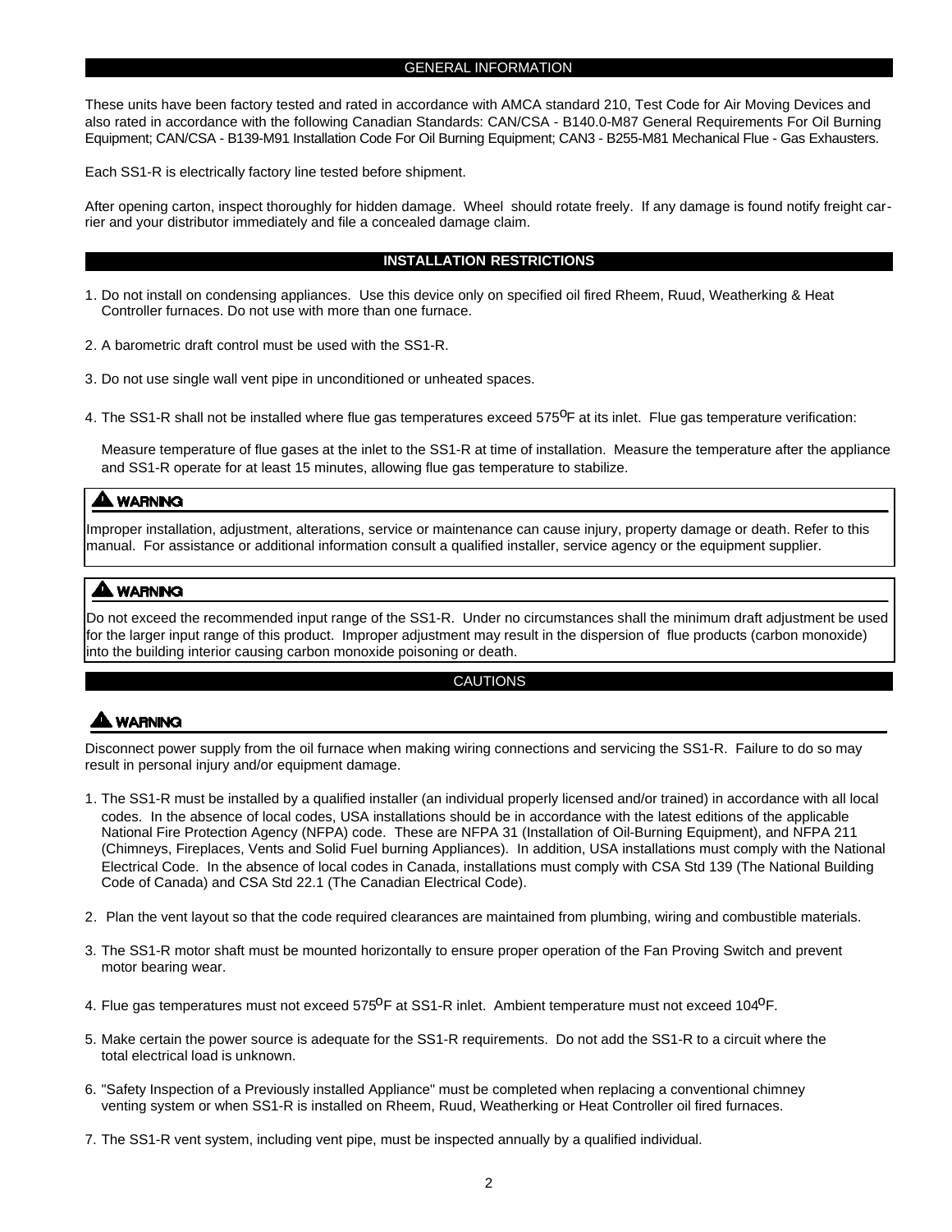## GENERAL INFORMATION

These units have been factory tested and rated in accordance with AMCA standard 210, Test Code for Air Moving Devices and also rated in accordance with the following Canadian Standards: CAN/CSA - B140.0-M87 General Requirements For Oil Burning Equipment; CAN/CSA - B139-M91 Installation Code For Oil Burning Equipment; CAN3 - B255-M81 Mechanical Flue - Gas Exhausters.

Each SS1-R is electrically factory line tested before shipment.

After opening carton, inspect thoroughly for hidden damage. Wheel should rotate freely. If any damage is found notify freight carrier and your distributor immediately and file a concealed damage claim.

## INSTALLATION RESTRICTIONS

1. Do not install on condensing appliances. Use this device only on specified oil fired Rheem, Ruud, Weatherking & Heat Controller furnaces. Do not use with more than one furnace.

2. A barometric draft control must be used with the SS1-R.

3. Do not use single wall vent pipe in unconditioned or unheated spaces.

4. The SS1-R shall not be installed where flue gas temperatures exceed 575$^{o}$F at its inlet. Flue gas temperature verification:

   Measure temperature of flue gases at the inlet to the SS1-R at time of installation. Measure the temperature after the appliance and SS1-R operate for at least 15 minutes, allowing flue gas temperature to stabilize.

**⚠ WARNING**

Improper installation, adjustment, alterations, service or maintenance can cause injury, property damage or death. Refer to this manual. For assistance or additional information consult a qualified installer, service agency or the equipment supplier.

**⚠ WARNING**

Do not exceed the recommended input range of the SS1-R. Under no circumstances shall the minimum draft adjustment be used for the larger input range of this product. Improper adjustment may result in the dispersion of flue products (carbon monoxide) into the building interior causing carbon monoxide poisoning or death.

## CAUTIONS

**⚠ WARNING**

Disconnect power supply from the oil furnace when making wiring connections and servicing the SS1-R. Failure to do so may result in personal injury and/or equipment damage.

1. The SS1-R must be installed by a qualified installer (an individual properly licensed and/or trained) in accordance with all local codes. In the absence of local codes, USA installations should be in accordance with the latest editions of the applicable National Fire Protection Agency (NFPA) code. These are NFPA 31 (Installation of Oil-Burning Equipment), and NFPA 211 (Chimneys, Fireplaces, Vents and Solid Fuel burning Appliances). In addition, USA installations must comply with the National Electrical Code. In the absence of local codes in Canada, installations must comply with CSA Std 139 (The National Building Code of Canada) and CSA Std 22.1 (The Canadian Electrical Code).

2. Plan the vent layout so that the code required clearances are maintained from plumbing, wiring and combustible materials.

3. The SS1-R motor shaft must be mounted horizontally to ensure proper operation of the Fan Proving Switch and prevent motor bearing wear.

4. Flue gas temperatures must not exceed 575$^{o}$F at SS1-R inlet. Ambient temperature must not exceed 104$^{o}$F.

5. Make certain the power source is adequate for the SS1-R requirements. Do not add the SS1-R to a circuit where the total electrical load is unknown.

6. "Safety Inspection of a Previously installed Appliance" must be completed when replacing a conventional chimney venting system or when SS1-R is installed on Rheem, Ruud, Weatherking or Heat Controller oil fired furnaces.

7. The SS1-R vent system, including vent pipe, must be inspected annually by a qualified individual.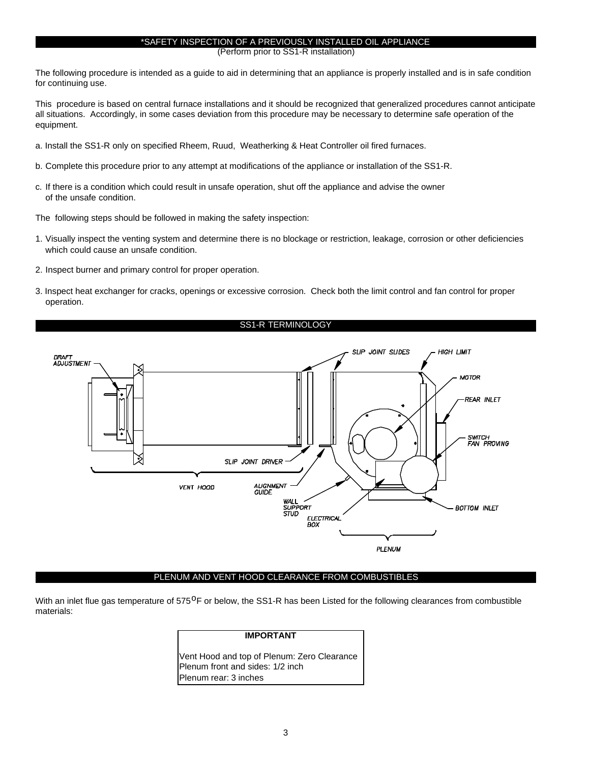## *SAFETY INSPECTION OF A PREVIOUSLY INSTALLED OIL APPLIANCE

(Perform prior to SS1-R installation)

The following procedure is intended as a guide to aid in determining that an appliance is properly installed and is in safe condition for continuing use.

This procedure is based on central furnace installations and it should be recognized that generalized procedures cannot anticipate all situations. Accordingly, in some cases deviation from this procedure may be necessary to determine safe operation of the equipment.

a. Install the SS1-R only on specified Rheem, Ruud, Weatherking & Heat Controller oil fired furnaces.

b. Complete this procedure prior to any attempt at modifications of the appliance or installation of the SS1-R.

c. If there is a condition which could result in unsafe operation, shut off the appliance and advise the owner of the unsafe condition.

The following steps should be followed in making the safety inspection:

1. Visually inspect the venting system and determine there is no blockage or restriction, leakage, corrosion or other deficiencies which could cause an unsafe condition.

2. Inspect burner and primary control for proper operation.

3. Inspect heat exchanger for cracks, openings or excessive corrosion. Check both the limit control and fan control for proper operation.

## SS1-R TERMINOLOGY

DRAFT ADJUSTMENT, SLIP JOINT SLIDES, HIGH LIMIT, MOTOR, REAR INLET, SWITCH FAN PROVING, SLIP JOINT DRIVER, ALIGNMENT GUIDE, WALL SUPPORT STUD, ELECTRICAL BOX, BOTTOM INLET, VENT HOOD, PLENUM

## PLENUM AND VENT HOOD CLEARANCE FROM COMBUSTIBLES

With an inlet flue gas temperature of 575$^{o}$F or below, the SS1-R has been Listed for the following clearances from combustible materials:

**IMPORTANT**

Vent Hood and top of Plenum: Zero Clearance
Plenum front and sides: 1/2 inch
Plenum rear: 3 inches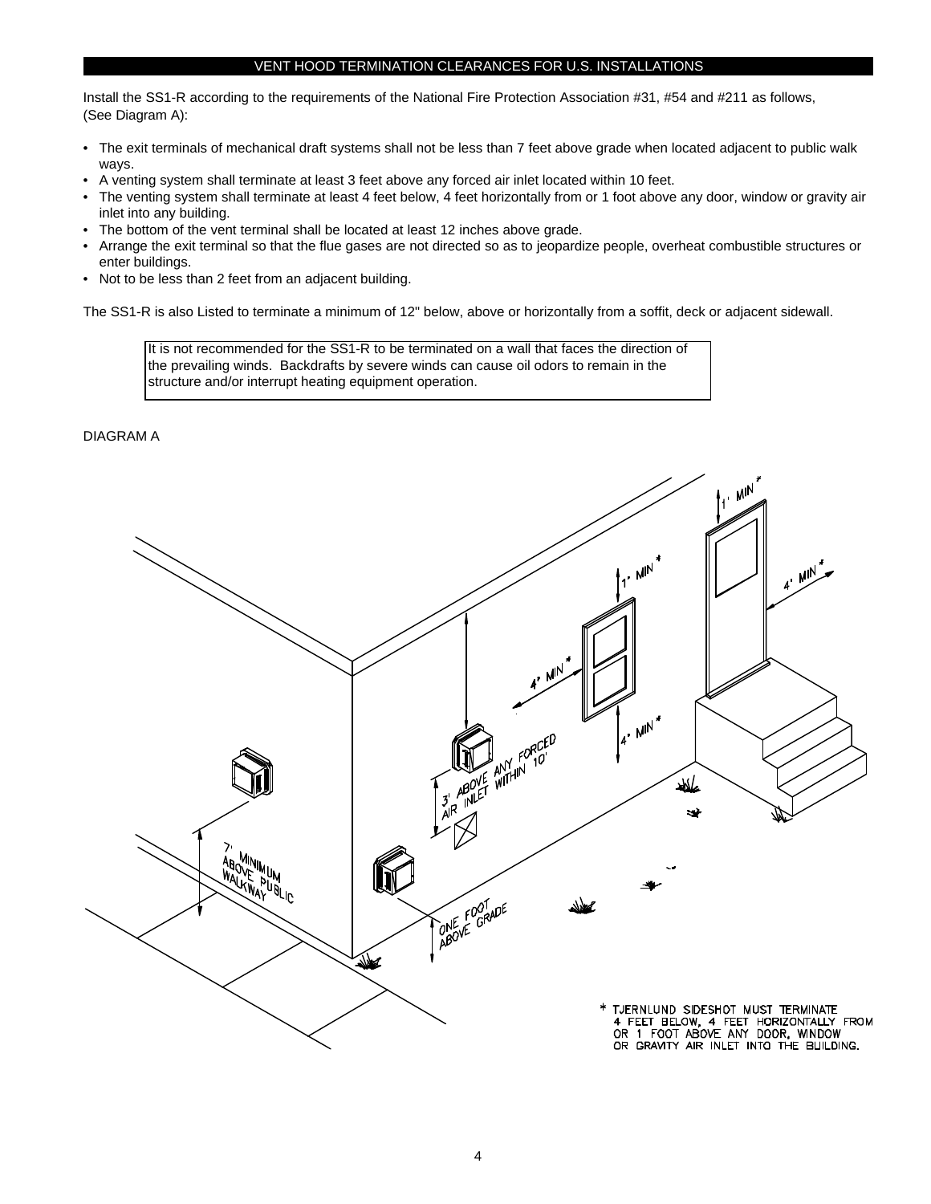## VENT HOOD TERMINATION CLEARANCES FOR U.S. INSTALLATIONS

Install the SS1-R according to the requirements of the National Fire Protection Association #31, #54 and #211 as follows, (See Diagram A):

- The exit terminals of mechanical draft systems shall not be less than 7 feet above grade when located adjacent to public walk ways.
- A venting system shall terminate at least 3 feet above any forced air inlet located within 10 feet.
- The venting system shall terminate at least 4 feet below, 4 feet horizontally from or 1 foot above any door, window or gravity air inlet into any building.
- The bottom of the vent terminal shall be located at least 12 inches above grade.
- Arrange the exit terminal so that the flue gases are not directed so as to jeopardize people, overheat combustible structures or enter buildings.
- Not to be less than 2 feet from an adjacent building.

The SS1-R is also Listed to terminate a minimum of 12" below, above or horizontally from a soffit, deck or adjacent sidewall.

> It is not recommended for the SS1-R to be terminated on a wall that faces the direction of the prevailing winds. Backdrafts by severe winds can cause oil odors to remain in the structure and/or interrupt heating equipment operation.

DIAGRAM A

1' MIN *

1' MIN *

4' MIN *

4' MIN *

4' MIN *

3' ABOVE ANY FORCED AIR INLET WITHIN 10'

7' MINIMUM ABOVE PUBLIC WALKWAY

ONE FOOT ABOVE GRADE

* TJERNLUND SIDESHOT MUST TERMINATE 4 FEET BELOW, 4 FEET HORIZONTALLY FROM OR 1 FOOT ABOVE ANY DOOR, WINDOW OR GRAVITY AIR INLET INTO THE BUILDING.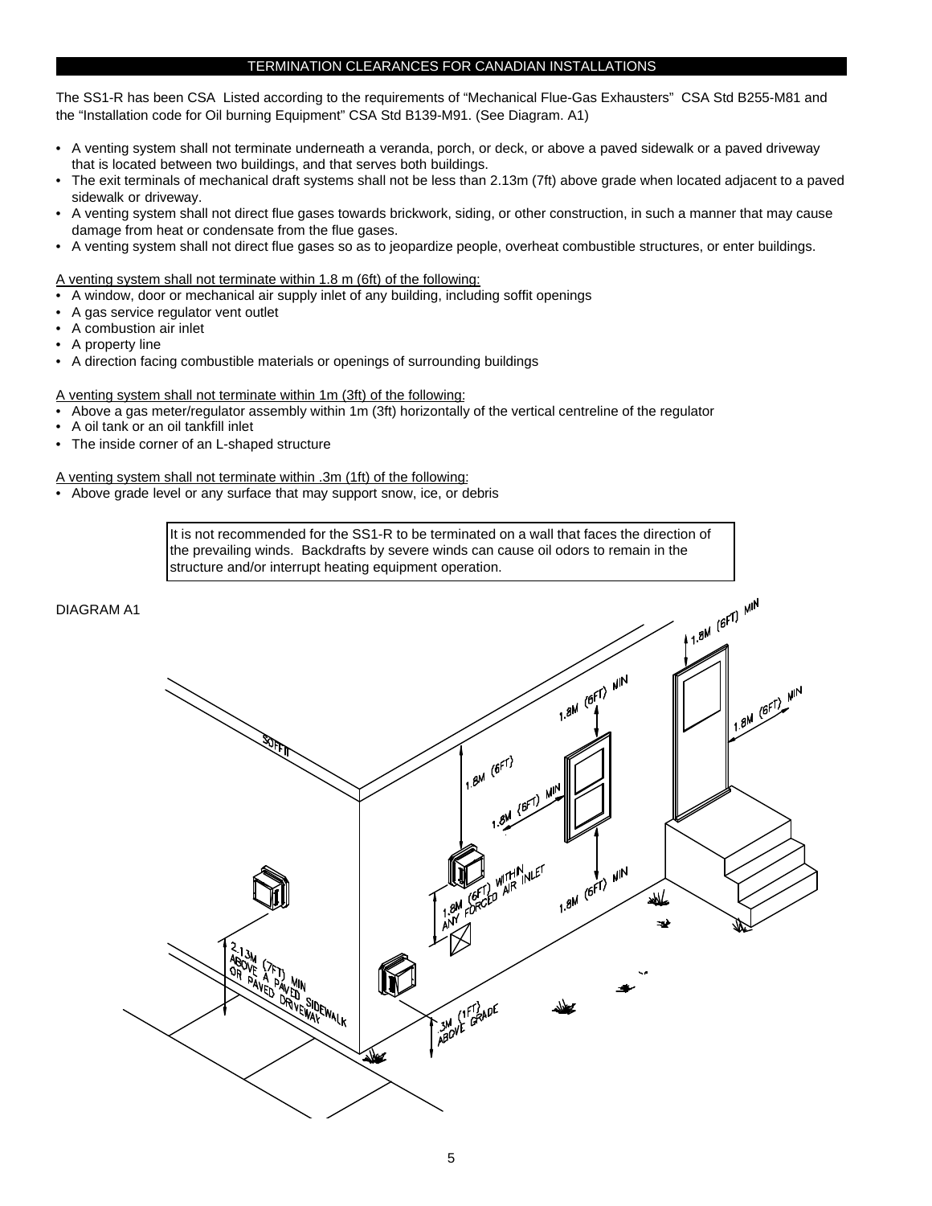## TERMINATION CLEARANCES FOR CANADIAN INSTALLATIONS

The SS1-R has been CSA Listed according to the requirements of "Mechanical Flue-Gas Exhausters" CSA Std B255-M81 and the "Installation code for Oil burning Equipment" CSA Std B139-M91. (See Diagram. A1)

- A venting system shall not terminate underneath a veranda, porch, or deck, or above a paved sidewalk or a paved driveway that is located between two buildings, and that serves both buildings.
- The exit terminals of mechanical draft systems shall not be less than 2.13m (7ft) above grade when located adjacent to a paved sidewalk or driveway.
- A venting system shall not direct flue gases towards brickwork, siding, or other construction, in such a manner that may cause damage from heat or condensate from the flue gases.
- A venting system shall not direct flue gases so as to jeopardize people, overheat combustible structures, or enter buildings.

A venting system shall not terminate within 1.8 m (6ft) of the following:

- A window, door or mechanical air supply inlet of any building, including soffit openings
- A gas service regulator vent outlet
- A combustion air inlet
- A property line
- A direction facing combustible materials or openings of surrounding buildings

A venting system shall not terminate within 1m (3ft) of the following:

- Above a gas meter/regulator assembly within 1m (3ft) horizontally of the vertical centreline of the regulator
- A oil tank or an oil tankfill inlet
- The inside corner of an L-shaped structure

A venting system shall not terminate within .3m (1ft) of the following:

- Above grade level or any surface that may support snow, ice, or debris

> It is not recommended for the SS1-R to be terminated on a wall that faces the direction of the prevailing winds. Backdrafts by severe winds can cause oil odors to remain in the structure and/or interrupt heating equipment operation.

DIAGRAM A1

SOFFIT

1.8M (6FT) MIN

1.8M (6FT)

1.8M (6FT) MIN

1.8M (6FT) WITHIN ANY FORCED AIR INLET

2.13M (7FT) MIN ABOVE A PAVED SIDEWALK OR PAVED DRIVEWAY

.3M (1FT) ABOVE GRADE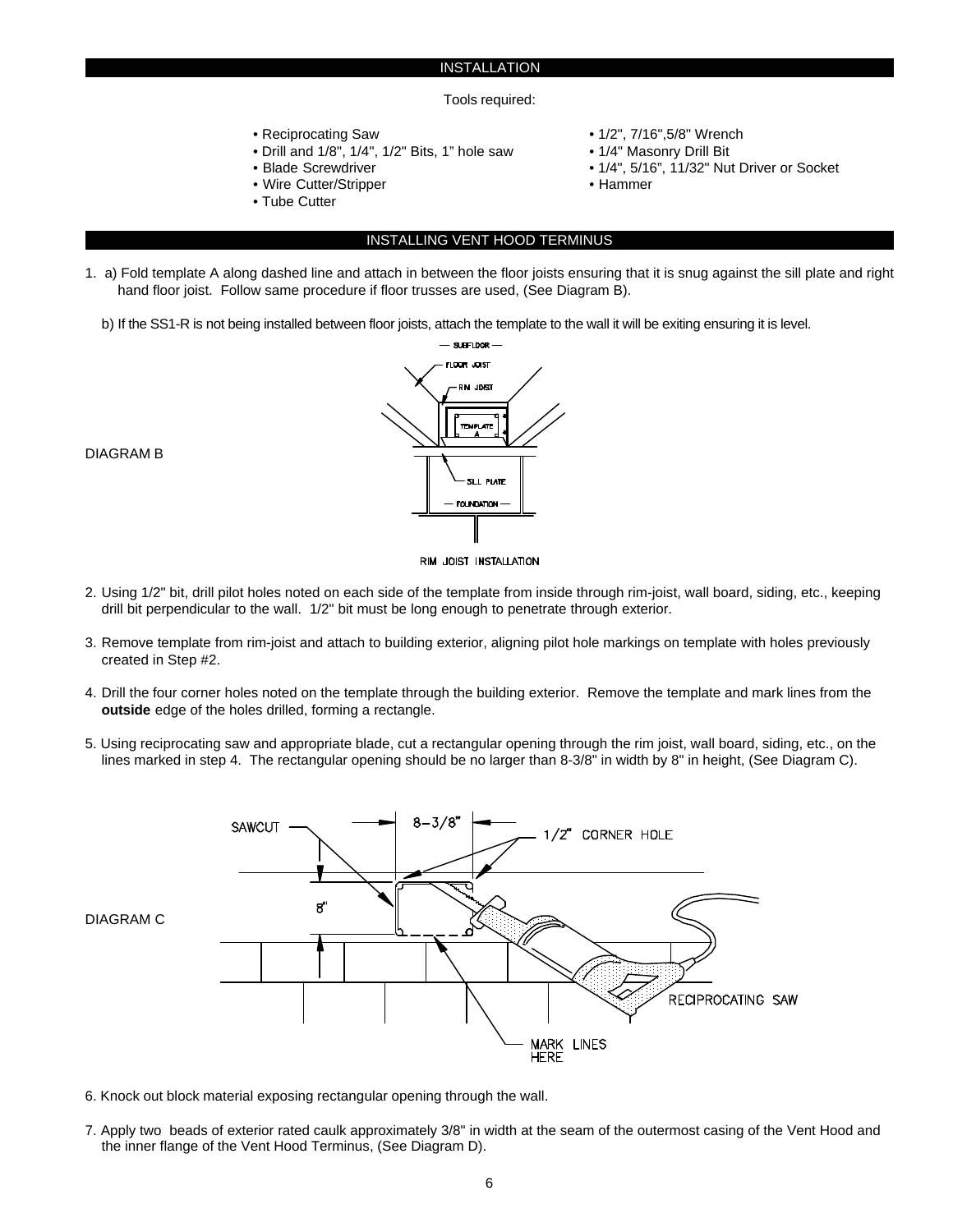## INSTALLATION

Tools required:

- Reciprocating Saw
- Drill and 1/8", 1/4", 1/2" Bits, 1" hole saw
- Blade Screwdriver
- Wire Cutter/Stripper
- Tube Cutter
- 1/2", 7/16",5/8" Wrench
- 1/4" Masonry Drill Bit
- 1/4", 5/16", 11/32" Nut Driver or Socket
- Hammer

## INSTALLING VENT HOOD TERMINUS

1. a) Fold template A along dashed line and attach in between the floor joists ensuring that it is snug against the sill plate and right hand floor joist. Follow same procedure if floor trusses are used, (See Diagram B).

   b) If the SS1-R is not being installed between floor joists, attach the template to the wall it will be exiting ensuring it is level.

DIAGRAM B

SUBFLOOR
FLOOR JOIST
RIM JOIST
TEMPLATE A
SILL PLATE
FOUNDATION

RIM JOIST INSTALLATION

2. Using 1/2" bit, drill pilot holes noted on each side of the template from inside through rim-joist, wall board, siding, etc., keeping drill bit perpendicular to the wall. 1/2" bit must be long enough to penetrate through exterior.

3. Remove template from rim-joist and attach to building exterior, aligning pilot hole markings on template with holes previously created in Step #2.

4. Drill the four corner holes noted on the template through the building exterior. Remove the template and mark lines from the **outside** edge of the holes drilled, forming a rectangle.

5. Using reciprocating saw and appropriate blade, cut a rectangular opening through the rim joist, wall board, siding, etc., on the lines marked in step 4. The rectangular opening should be no larger than 8-3/8" in width by 8" in height, (See Diagram C).

DIAGRAM C

SAWCUT
8-3/8"
1/2" CORNER HOLE
8"
RECIPROCATING SAW
MARK LINES HERE

6. Knock out block material exposing rectangular opening through the wall.

7. Apply two beads of exterior rated caulk approximately 3/8" in width at the seam of the outermost casing of the Vent Hood and the inner flange of the Vent Hood Terminus, (See Diagram D).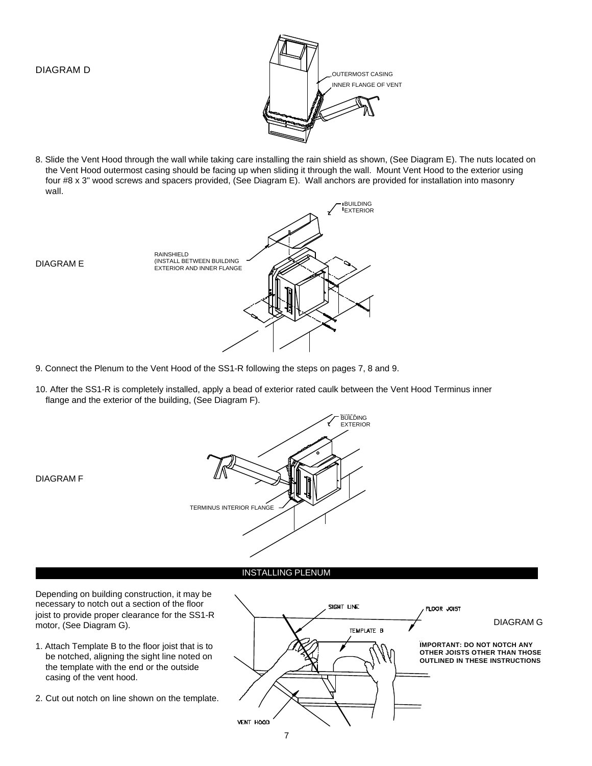DIAGRAM D

OUTERMOST CASING

INNER FLANGE OF VENT

8. Slide the Vent Hood through the wall while taking care installing the rain shield as shown, (See Diagram E). The nuts located on the Vent Hood outermost casing should be facing up when sliding it through the wall. Mount Vent Hood to the exterior using four #8 x 3" wood screws and spacers provided, (See Diagram E). Wall anchors are provided for installation into masonry wall.

DIAGRAM E

RAINSHIELD (INSTALL BETWEEN BUILDING EXTERIOR AND INNER FLANGE

BUILDING EXTERIOR

9. Connect the Plenum to the Vent Hood of the SS1-R following the steps on pages 7, 8 and 9.

10. After the SS1-R is completely installed, apply a bead of exterior rated caulk between the Vent Hood Terminus inner flange and the exterior of the building, (See Diagram F).

DIAGRAM F

BUILDING EXTERIOR

TERMINUS INTERIOR FLANGE

## INSTALLING PLENUM

Depending on building construction, it may be necessary to notch out a section of the floor joist to provide proper clearance for the SS1-R motor, (See Diagram G).

1. Attach Template B to the floor joist that is to be notched, aligning the sight line noted on the template with the end or the outside casing of the vent hood.

2. Cut out notch on line shown on the template.

DIAGRAM G

SIGHT LINE

FLOOR JOIST

TEMPLATE B

VENT HOOD

**IMPORTANT: DO NOT NOTCH ANY OTHER JOISTS OTHER THAN THOSE OUTLINED IN THESE INSTRUCTIONS**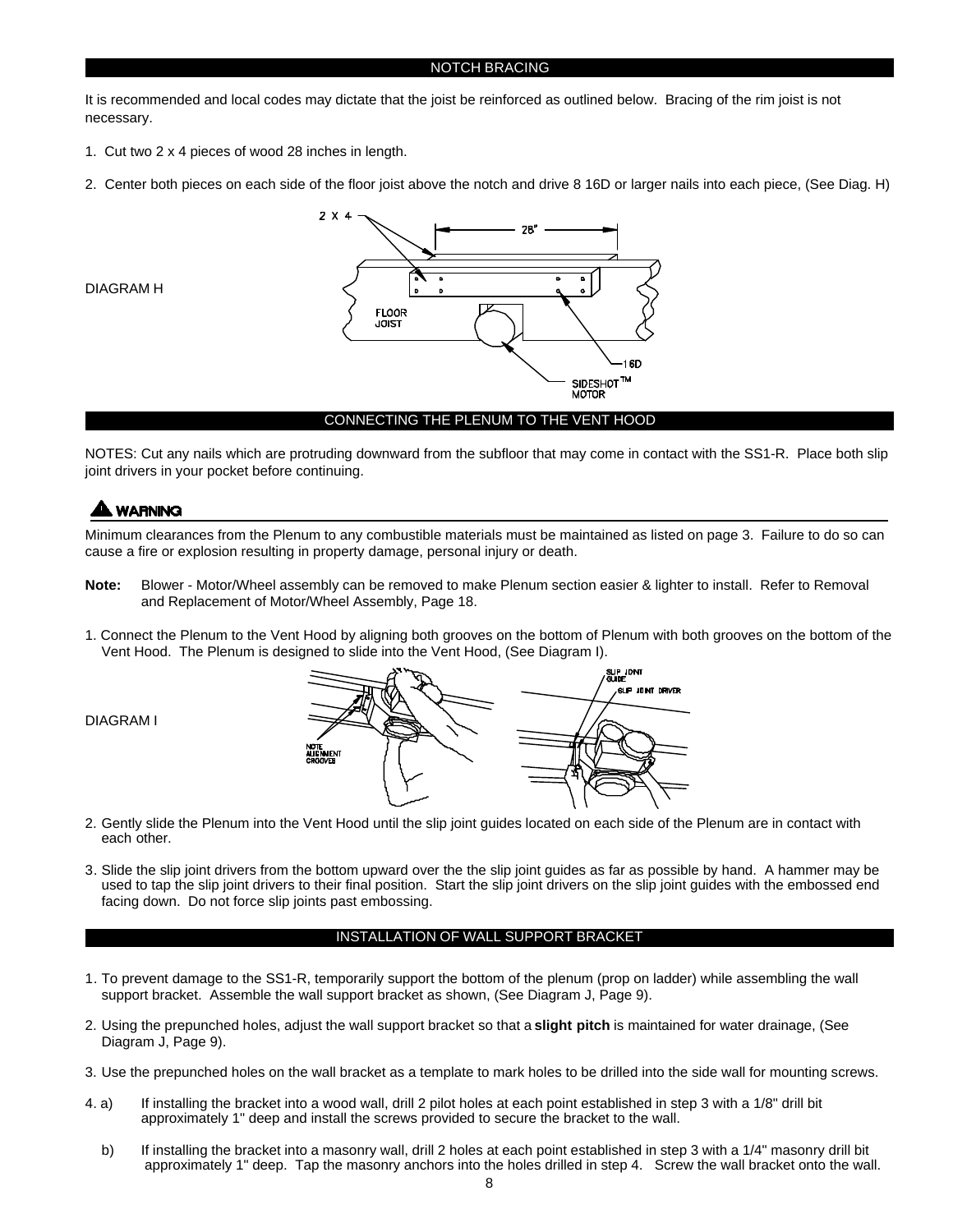## NOTCH BRACING

It is recommended and local codes may dictate that the joist be reinforced as outlined below. Bracing of the rim joist is not necessary.

1. Cut two 2 x 4 pieces of wood 28 inches in length.

2. Center both pieces on each side of the floor joist above the notch and drive 8 16D or larger nails into each piece, (See Diag. H)

DIAGRAM H

## CONNECTING THE PLENUM TO THE VENT HOOD

NOTES: Cut any nails which are protruding downward from the subfloor that may come in contact with the SS1-R. Place both slip joint drivers in your pocket before continuing.

**WARNING**

Minimum clearances from the Plenum to any combustible materials must be maintained as listed on page 3. Failure to do so can cause a fire or explosion resulting in property damage, personal injury or death.

**Note:** Blower - Motor/Wheel assembly can be removed to make Plenum section easier & lighter to install. Refer to Removal and Replacement of Motor/Wheel Assembly, Page 18.

1. Connect the Plenum to the Vent Hood by aligning both grooves on the bottom of Plenum with both grooves on the bottom of the Vent Hood. The Plenum is designed to slide into the Vent Hood, (See Diagram I).

DIAGRAM I

2. Gently slide the Plenum into the Vent Hood until the slip joint guides located on each side of the Plenum are in contact with each other.

3. Slide the slip joint drivers from the bottom upward over the the slip joint guides as far as possible by hand. A hammer may be used to tap the slip joint drivers to their final position. Start the slip joint drivers on the slip joint guides with the embossed end facing down. Do not force slip joints past embossing.

## INSTALLATION OF WALL SUPPORT BRACKET

1. To prevent damage to the SS1-R, temporarily support the bottom of the plenum (prop on ladder) while assembling the wall support bracket. Assemble the wall support bracket as shown, (See Diagram J, Page 9).

2. Using the prepunched holes, adjust the wall support bracket so that a **slight pitch** is maintained for water drainage, (See Diagram J, Page 9).

3. Use the prepunched holes on the wall bracket as a template to mark holes to be drilled into the side wall for mounting screws.

4. a) If installing the bracket into a wood wall, drill 2 pilot holes at each point established in step 3 with a 1/8" drill bit approximately 1" deep and install the screws provided to secure the bracket to the wall.

   b) If installing the bracket into a masonry wall, drill 2 holes at each point established in step 3 with a 1/4" masonry drill bit approximately 1" deep. Tap the masonry anchors into the holes drilled in step 4. Screw the wall bracket onto the wall.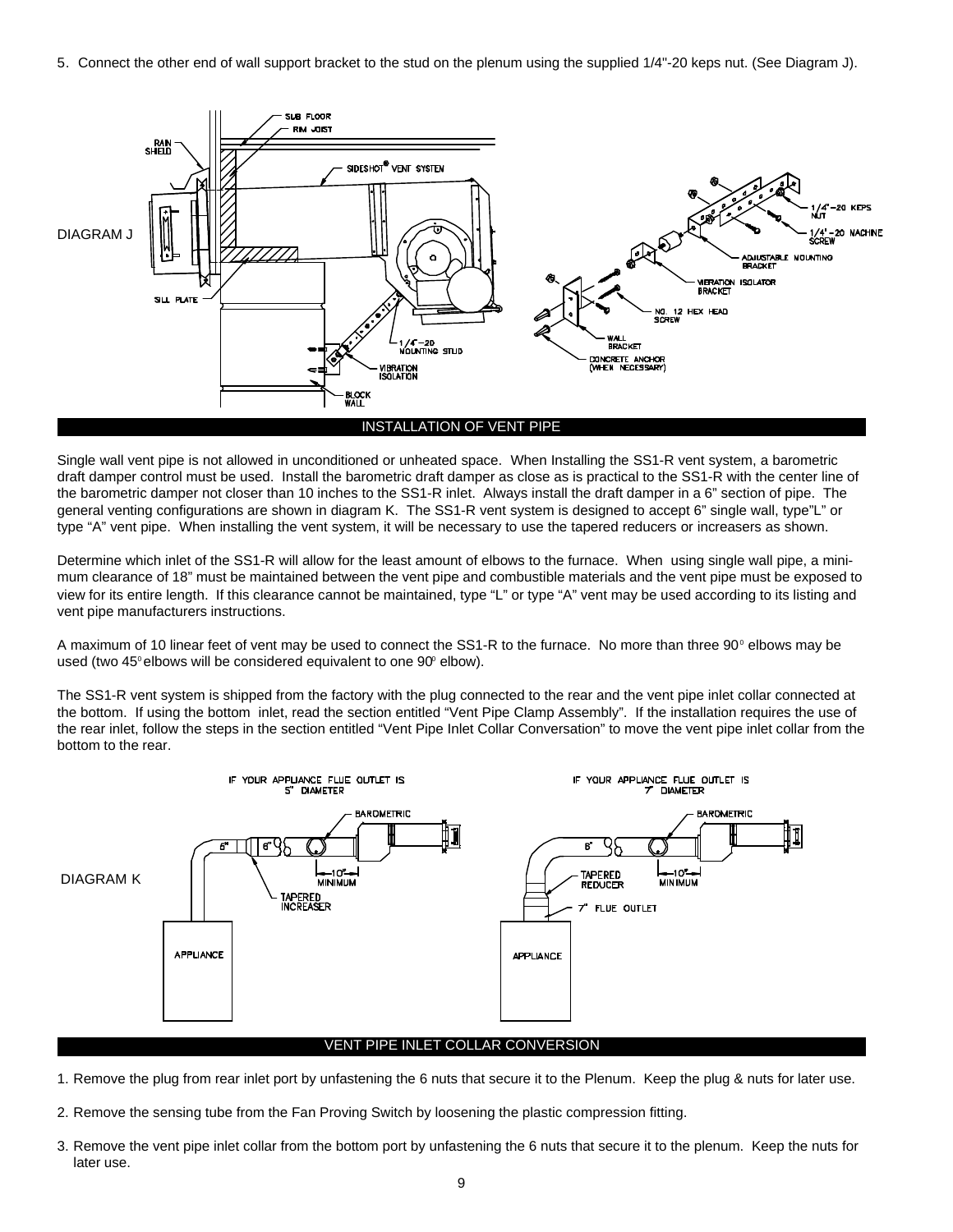5. Connect the other end of wall support bracket to the stud on the plenum using the supplied 1/4"-20 keps nut. (See Diagram J).

DIAGRAM J

## INSTALLATION OF VENT PIPE

Single wall vent pipe is not allowed in unconditioned or unheated space. When Installing the SS1-R vent system, a barometric draft damper control must be used. Install the barometric draft damper as close as is practical to the SS1-R with the center line of the barometric damper not closer than 10 inches to the SS1-R inlet. Always install the draft damper in a 6" section of pipe. The general venting configurations are shown in diagram K. The SS1-R vent system is designed to accept 6" single wall, type"L" or type "A" vent pipe. When installing the vent system, it will be necessary to use the tapered reducers or increasers as shown.

Determine which inlet of the SS1-R will allow for the least amount of elbows to the furnace. When using single wall pipe, a minimum clearance of 18" must be maintained between the vent pipe and combustible materials and the vent pipe must be exposed to view for its entire length. If this clearance cannot be maintained, type "L" or type "A" vent may be used according to its listing and vent pipe manufacturers instructions.

A maximum of 10 linear feet of vent may be used to connect the SS1-R to the furnace. No more than three 90° elbows may be used (two 45° elbows will be considered equivalent to one 90° elbow).

The SS1-R vent system is shipped from the factory with the plug connected to the rear and the vent pipe inlet collar connected at the bottom. If using the bottom inlet, read the section entitled "Vent Pipe Clamp Assembly". If the installation requires the use of the rear inlet, follow the steps in the section entitled "Vent Pipe Inlet Collar Conversation" to move the vent pipe inlet collar from the bottom to the rear.

DIAGRAM K

## VENT PIPE INLET COLLAR CONVERSION

1. Remove the plug from rear inlet port by unfastening the 6 nuts that secure it to the Plenum. Keep the plug & nuts for later use.

2. Remove the sensing tube from the Fan Proving Switch by loosening the plastic compression fitting.

3. Remove the vent pipe inlet collar from the bottom port by unfastening the 6 nuts that secure it to the plenum. Keep the nuts for later use.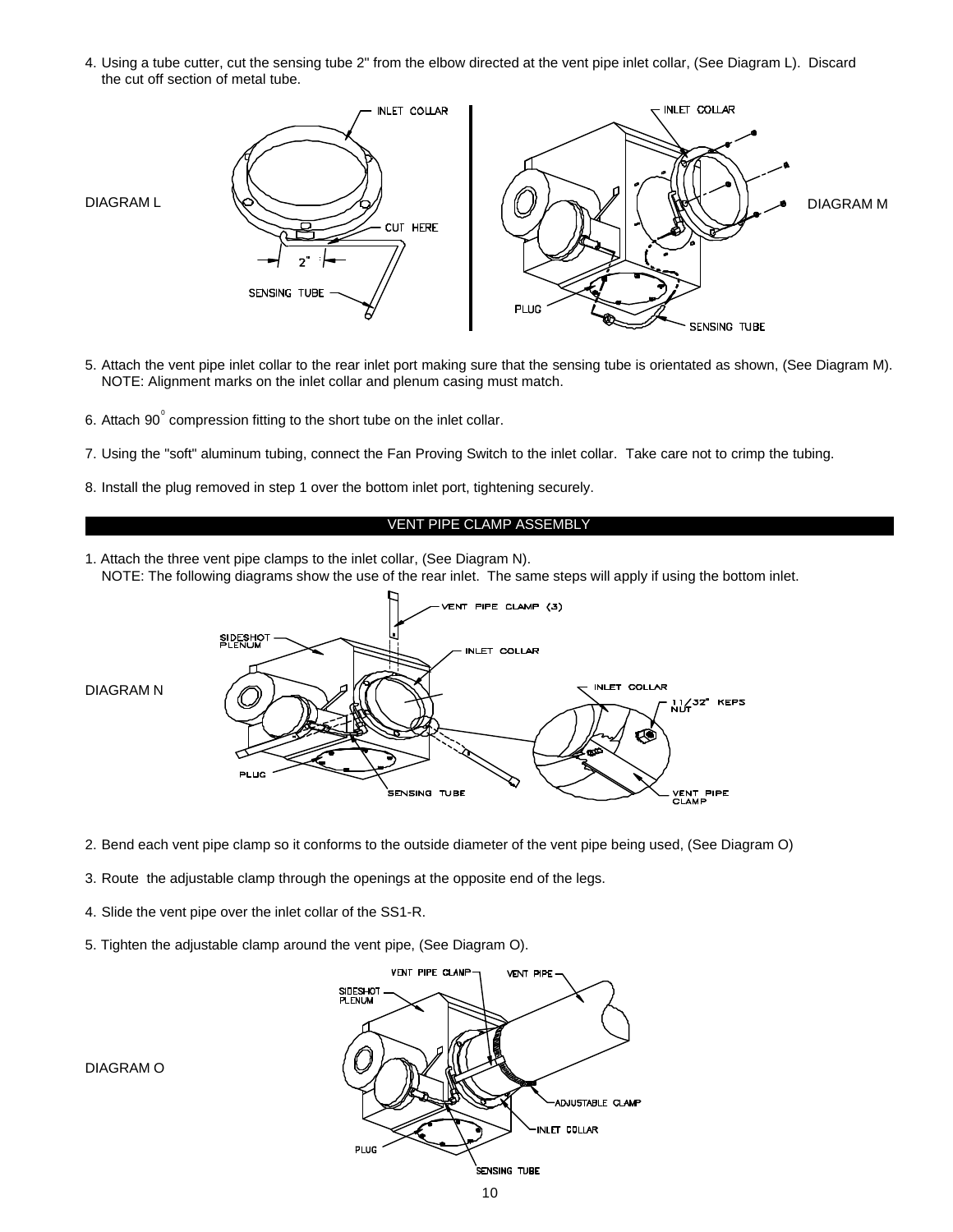4. Using a tube cutter, cut the sensing tube 2" from the elbow directed at the vent pipe inlet collar, (See Diagram L). Discard the cut off section of metal tube.

DIAGRAM L

INLET COLLAR

CUT HERE

2"

SENSING TUBE

DIAGRAM M

INLET COLLAR

PLUG

SENSING TUBE

5. Attach the vent pipe inlet collar to the rear inlet port making sure that the sensing tube is orientated as shown, (See Diagram M). NOTE: Alignment marks on the inlet collar and plenum casing must match.

6. Attach 90° compression fitting to the short tube on the inlet collar.

7. Using the "soft" aluminum tubing, connect the Fan Proving Switch to the inlet collar. Take care not to crimp the tubing.

8. Install the plug removed in step 1 over the bottom inlet port, tightening securely.

## VENT PIPE CLAMP ASSEMBLY

1. Attach the three vent pipe clamps to the inlet collar, (See Diagram N).
   NOTE: The following diagrams show the use of the rear inlet. The same steps will apply if using the bottom inlet.

DIAGRAM N

VENT PIPE CLAMP (3)

SIDESHOT PLENUM

INLET COLLAR

PLUG

SENSING TUBE

INLET COLLAR

11/32" KEPS NUT

VENT PIPE CLAMP

2. Bend each vent pipe clamp so it conforms to the outside diameter of the vent pipe being used, (See Diagram O)

3. Route the adjustable clamp through the openings at the opposite end of the legs.

4. Slide the vent pipe over the inlet collar of the SS1-R.

5. Tighten the adjustable clamp around the vent pipe, (See Diagram O).

DIAGRAM O

VENT PIPE CLAMP

VENT PIPE

SIDESHOT PLENUM

ADJUSTABLE CLAMP

INLET COLLAR

PLUG

SENSING TUBE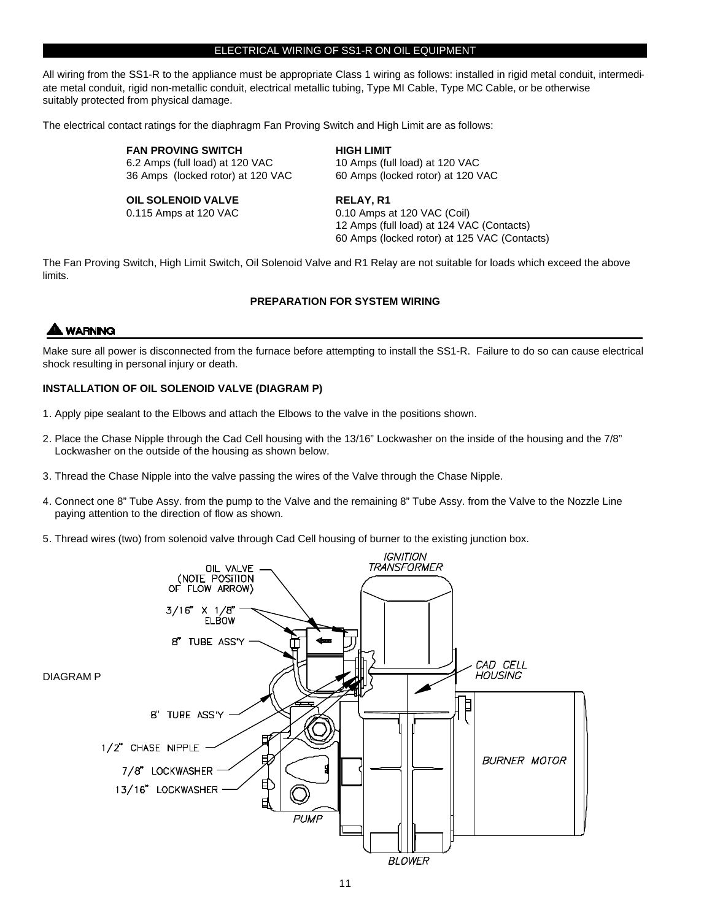## ELECTRICAL WIRING OF SS1-R ON OIL EQUIPMENT

All wiring from the SS1-R to the appliance must be appropriate Class 1 wiring as follows: installed in rigid metal conduit, intermediate metal conduit, rigid non-metallic conduit, electrical metallic tubing, Type MI Cable, Type MC Cable, or be otherwise suitably protected from physical damage.

The electrical contact ratings for the diaphragm Fan Proving Switch and High Limit are as follows:

**FAN PROVING SWITCH**
6.2 Amps (full load) at 120 VAC
36 Amps (locked rotor) at 120 VAC

**HIGH LIMIT**
10 Amps (full load) at 120 VAC
60 Amps (locked rotor) at 120 VAC

**OIL SOLENOID VALVE**
0.115 Amps at 120 VAC

**RELAY, R1**
0.10 Amps at 120 VAC (Coil)
12 Amps (full load) at 124 VAC (Contacts)
60 Amps (locked rotor) at 125 VAC (Contacts)

The Fan Proving Switch, High Limit Switch, Oil Solenoid Valve and R1 Relay are not suitable for loads which exceed the above limits.

### PREPARATION FOR SYSTEM WIRING

**⚠ WARNING**

Make sure all power is disconnected from the furnace before attempting to install the SS1-R. Failure to do so can cause electrical shock resulting in personal injury or death.

### INSTALLATION OF OIL SOLENOID VALVE (DIAGRAM P)

1. Apply pipe sealant to the Elbows and attach the Elbows to the valve in the positions shown.
2. Place the Chase Nipple through the Cad Cell housing with the 13/16" Lockwasher on the inside of the housing and the 7/8" Lockwasher on the outside of the housing as shown below.
3. Thread the Chase Nipple into the valve passing the wires of the Valve through the Chase Nipple.
4. Connect one 8" Tube Assy. from the pump to the Valve and the remaining 8" Tube Assy. from the Valve to the Nozzle Line paying attention to the direction of flow as shown.
5. Thread wires (two) from solenoid valve through Cad Cell housing of burner to the existing junction box.

DIAGRAM P

OIL VALVE (NOTE POSITION OF FLOW ARROW)
3/16" X 1/8" ELBOW
8" TUBE ASS'Y
8" TUBE ASS'Y
1/2" CHASE NIPPLE
7/8" LOCKWASHER
13/16" LOCKWASHER
IGNITION TRANSFORMER
CAD CELL HOUSING
BURNER MOTOR
PUMP
BLOWER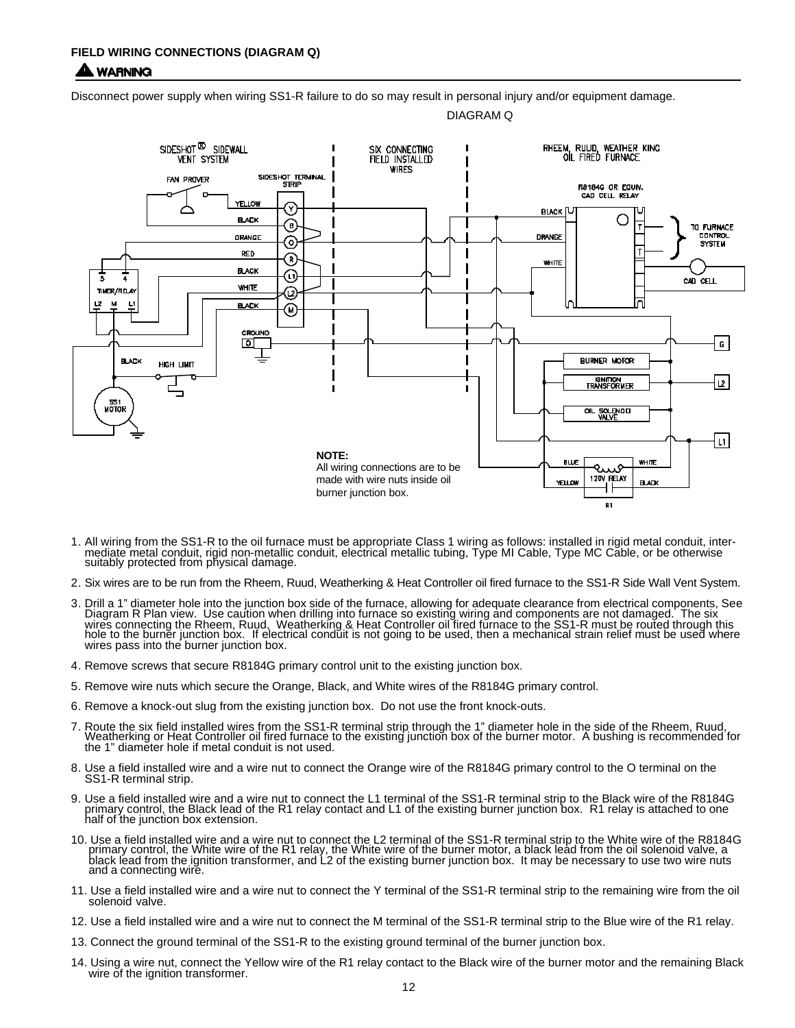**FIELD WIRING CONNECTIONS (DIAGRAM Q)**

**⚠ WARNING**

Disconnect power supply when wiring SS1-R failure to do so may result in personal injury and/or equipment damage.

DIAGRAM Q

SIDESHOT® SIDEWALL VENT SYSTEM

SIX CONNECTING FIELD INSTALLED WIRES

RHEEM, RUUD, WEATHER KING OIL FIRED FURNACE

FAN PROVER

SIDESHOT TERMINAL STRIP

YELLOW Y
BLACK B
ORANGE O
RED R
BLACK L1
WHITE L2
BLACK M

GROUND

TIMER/RELAY

BLACK HIGH LIMIT

SS1 MOTOR

R8184G OR EQUIV. CAD CELL RELAY

TO FURNACE CONTROL SYSTEM

CAD CELL

BURNER MOTOR

IGNITION TRANSFORMER

OIL SOLENOID VALVE

120V RELAY

R1

**NOTE:**
All wiring connections are to be made with wire nuts inside oil burner junction box.

1. All wiring from the SS1-R to the oil furnace must be appropriate Class 1 wiring as follows: installed in rigid metal conduit, intermediate metal conduit, rigid non-metallic conduit, electrical metallic tubing, Type MI Cable, Type MC Cable, or be otherwise suitably protected from physical damage.
2. Six wires are to be run from the Rheem, Ruud, Weatherking & Heat Controller oil fired furnace to the SS1-R Side Wall Vent System.
3. Drill a 1" diameter hole into the junction box side of the furnace, allowing for adequate clearance from electrical components, See Diagram R Plan view. Use caution when drilling into furnace so existing wiring and components are not damaged. The six wires connecting the Rheem, Ruud, Weatherking & Heat Controller oil fired furnace to the SS1-R must be routed through this hole to the burner junction box. If electrical conduit is not going to be used, then a mechanical strain relief must be used where wires pass into the burner junction box.
4. Remove screws that secure R8184G primary control unit to the existing junction box.
5. Remove wire nuts which secure the Orange, Black, and White wires of the R8184G primary control.
6. Remove a knock-out slug from the existing junction box. Do not use the front knock-outs.
7. Route the six field installed wires from the SS1-R terminal strip through the 1" diameter hole in the side of the Rheem, Ruud, Weatherking or Heat Controller oil fired furnace to the existing junction box of the burner motor. A bushing is recommended for the 1" diameter hole if metal conduit is not used.
8. Use a field installed wire and a wire nut to connect the Orange wire of the R8184G primary control to the O terminal on the SS1-R terminal strip.
9. Use a field installed wire and a wire nut to connect the L1 terminal of the SS1-R terminal strip to the Black wire of the R8184G primary control, the Black lead of the R1 relay contact and L1 of the existing burner junction box. R1 relay is attached to one half of the junction box extension.
10. Use a field installed wire and a wire nut to connect the L2 terminal of the SS1-R terminal strip to the White wire of the R8184G primary control, the White wire of the R1 relay, the White wire of the burner motor, a black lead from the oil solenoid valve, a black lead from the ignition transformer, and L2 of the existing burner junction box. It may be necessary to use two wire nuts and a connecting wire.
11. Use a field installed wire and a wire nut to connect the Y terminal of the SS1-R terminal strip to the remaining wire from the oil solenoid valve.
12. Use a field installed wire and a wire nut to connect the M terminal of the SS1-R terminal strip to the Blue wire of the R1 relay.
13. Connect the ground terminal of the SS1-R to the existing ground terminal of the burner junction box.
14. Using a wire nut, connect the Yellow wire of the R1 relay contact to the Black wire of the burner motor and the remaining Black wire of the ignition transformer.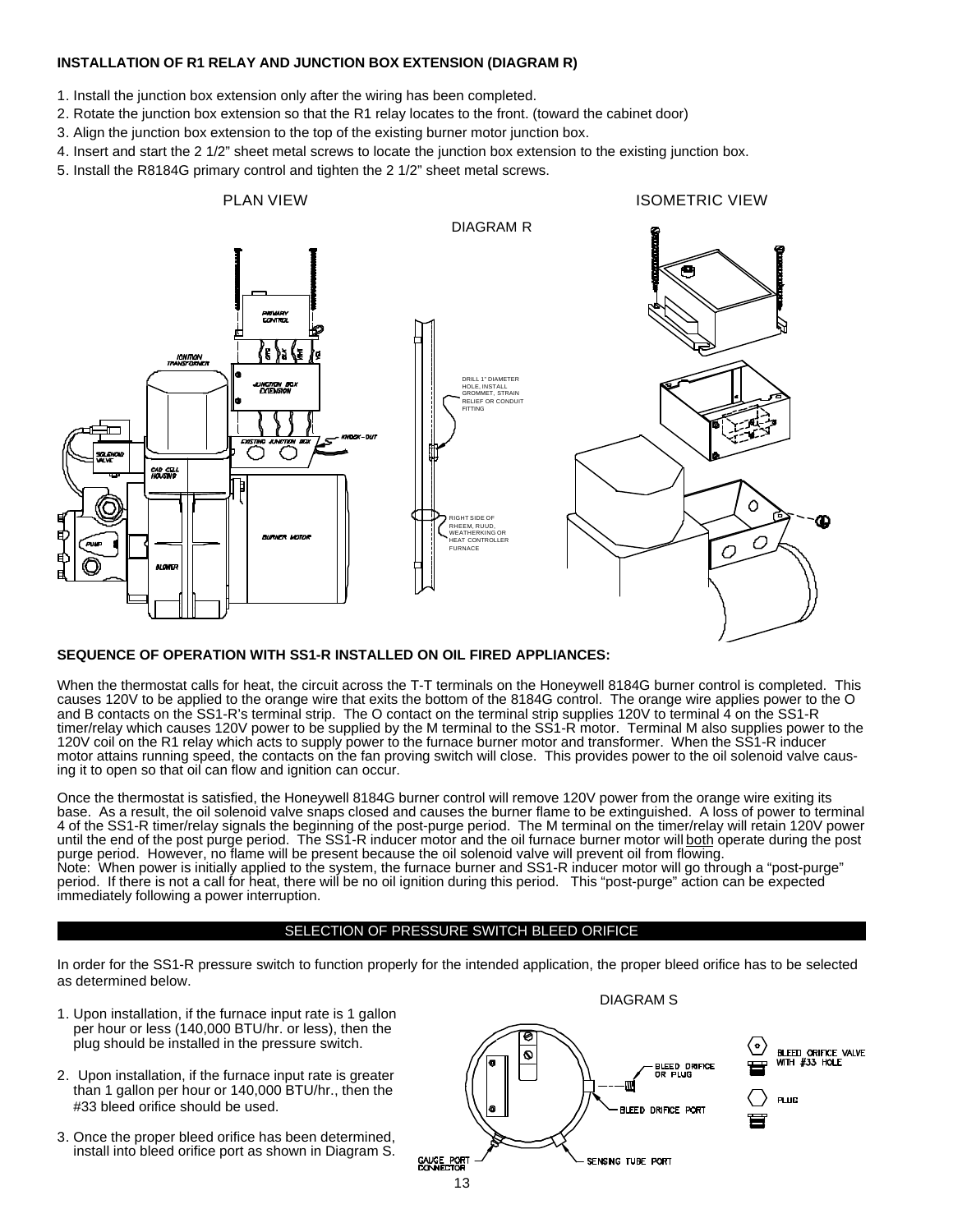**INSTALLATION OF R1 RELAY AND JUNCTION BOX EXTENSION (DIAGRAM R)**

1. Install the junction box extension only after the wiring has been completed.
2. Rotate the junction box extension so that the R1 relay locates to the front. (toward the cabinet door)
3. Align the junction box extension to the top of the existing burner motor junction box.
4. Insert and start the 2 1/2" sheet metal screws to locate the junction box extension to the existing junction box.
5. Install the R8184G primary control and tighten the 2 1/2" sheet metal screws.

PLAN VIEW

DIAGRAM R

ISOMETRIC VIEW

PRIMARY CONTROL

IGNITION TRANSFORMER

JUNCTION BOX EXTENSION

EXISTING JUNCTION BOX

KNOCK-OUT

SOLENOID VALVE

CAD CELL HOUSING

PUMP

BLOWER

BURNER MOTOR

DRILL 1" DIAMETER HOLE, INSTALL GROMMET, STRAIN RELIEF OR CONDUIT FITTING

RIGHT SIDE OF RHEEM, RUUD, WEATHERKING OR HEAT CONTROLLER FURNACE

**SEQUENCE OF OPERATION WITH SS1-R INSTALLED ON OIL FIRED APPLIANCES:**

When the thermostat calls for heat, the circuit across the T-T terminals on the Honeywell 8184G burner control is completed. This causes 120V to be applied to the orange wire that exits the bottom of the 8184G control. The orange wire applies power to the O and B contacts on the SS1-R's terminal strip. The O contact on the terminal strip supplies 120V to terminal 4 on the SS1-R timer/relay which causes 120V power to be supplied by the M terminal to the SS1-R motor. Terminal M also supplies power to the 120V coil on the R1 relay which acts to supply power to the furnace burner motor and transformer. When the SS1-R inducer motor attains running speed, the contacts on the fan proving switch will close. This provides power to the oil solenoid valve causing it to open so that oil can flow and ignition can occur.

Once the thermostat is satisfied, the Honeywell 8184G burner control will remove 120V power from the orange wire exiting its base. As a result, the oil solenoid valve snaps closed and causes the burner flame to be extinguished. A loss of power to terminal 4 of the SS1-R timer/relay signals the beginning of the post-purge period. The M terminal on the timer/relay will retain 120V power until the end of the post purge period. The SS1-R inducer motor and the oil furnace burner motor will <u>both</u> operate during the post purge period. However, no flame will be present because the oil solenoid valve will prevent oil from flowing.
Note: When power is initially applied to the system, the furnace burner and SS1-R inducer motor will go through a "post-purge" period. If there is not a call for heat, there will be no oil ignition during this period. This "post-purge" action can be expected immediately following a power interruption.

## SELECTION OF PRESSURE SWITCH BLEED ORIFICE

In order for the SS1-R pressure switch to function properly for the intended application, the proper bleed orifice has to be selected as determined below.

1. Upon installation, if the furnace input rate is 1 gallon per hour or less (140,000 BTU/hr. or less), then the plug should be installed in the pressure switch.
2. Upon installation, if the furnace input rate is greater than 1 gallon per hour or 140,000 BTU/hr., then the #33 bleed orifice should be used.
3. Once the proper bleed orifice has been determined, install into bleed orifice port as shown in Diagram S.

DIAGRAM S

BLEED ORIFICE OR PLUG

BLEED ORIFICE PORT

GAUGE PORT CONNECTOR

SENSING TUBE PORT

BLEED ORIFICE VALVE WITH #33 HOLE

PLUG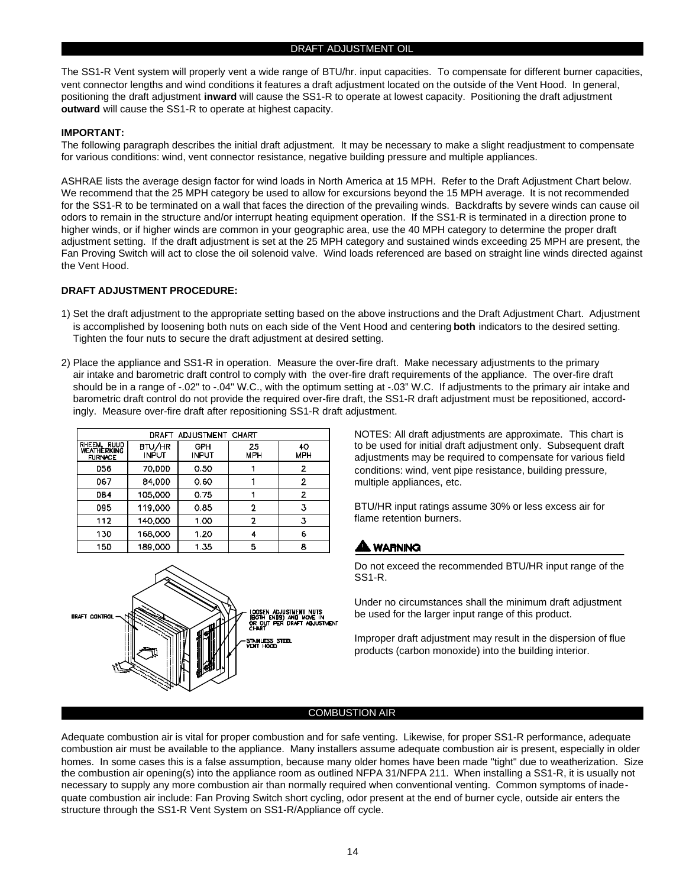## DRAFT ADJUSTMENT OIL

The SS1-R Vent system will properly vent a wide range of BTU/hr. input capacities. To compensate for different burner capacities, vent connector lengths and wind conditions it features a draft adjustment located on the outside of the Vent Hood. In general, positioning the draft adjustment **inward** will cause the SS1-R to operate at lowest capacity. Positioning the draft adjustment **outward** will cause the SS1-R to operate at highest capacity.

**IMPORTANT:**
The following paragraph describes the initial draft adjustment. It may be necessary to make a slight readjustment to compensate for various conditions: wind, vent connector resistance, negative building pressure and multiple appliances.

ASHRAE lists the average design factor for wind loads in North America at 15 MPH. Refer to the Draft Adjustment Chart below. We recommend that the 25 MPH category be used to allow for excursions beyond the 15 MPH average. It is not recommended for the SS1-R to be terminated on a wall that faces the direction of the prevailing winds. Backdrafts by severe winds can cause oil odors to remain in the structure and/or interrupt heating equipment operation. If the SS1-R is terminated in a direction prone to higher winds, or if higher winds are common in your geographic area, use the 40 MPH category to determine the proper draft adjustment setting. If the draft adjustment is set at the 25 MPH category and sustained winds exceeding 25 MPH are present, the Fan Proving Switch will act to close the oil solenoid valve. Wind loads referenced are based on straight line winds directed against the Vent Hood.

**DRAFT ADJUSTMENT PROCEDURE:**

1) Set the draft adjustment to the appropriate setting based on the above instructions and the Draft Adjustment Chart. Adjustment is accomplished by loosening both nuts on each side of the Vent Hood and centering **both** indicators to the desired setting. Tighten the four nuts to secure the draft adjustment at desired setting.

2) Place the appliance and SS1-R in operation. Measure the over-fire draft. Make necessary adjustments to the primary air intake and barometric draft control to comply with the over-fire draft requirements of the appliance. The over-fire draft should be in a range of -.02" to -.04" W.C., with the optimum setting at -.03" W.C. If adjustments to the primary air intake and barometric draft control do not provide the required over-fire draft, the SS1-R draft adjustment must be repositioned, accordingly. Measure over-fire draft after repositioning SS1-R draft adjustment.

| DRAFT ADJUSTMENT CHART | | | | |
|---|---|---|---|---|
| RHEEM, RUUD WEATHERKING FURNACE | BTU/HR INPUT | GPH INPUT | 25 MPH | 40 MPH |
| 056 | 70,000 | 0.50 | 1 | 2 |
| 067 | 84,000 | 0.60 | 1 | 2 |
| 084 | 105,000 | 0.75 | 1 | 2 |
| 095 | 119,000 | 0.85 | 2 | 3 |
| 112 | 140,000 | 1.00 | 2 | 3 |
| 130 | 168,000 | 1.20 | 4 | 6 |
| 150 | 189,000 | 1.35 | 5 | 8 |

DRAFT CONTROL — LOOSEN ADJUSTMENT NUTS (BOTH ENDS) AND MOVE IN OR OUT PER DRAFT ADJUSTMENT CHART — STAINLESS STEEL VENT HOOD

NOTES: All draft adjustments are approximate. This chart is to be used for initial draft adjustment only. Subsequent draft adjustments may be required to compensate for various field conditions: wind, vent pipe resistance, building pressure, multiple appliances, etc.

BTU/HR input ratings assume 30% or less excess air for flame retention burners.

**⚠ WARNING**

Do not exceed the recommended BTU/HR input range of the SS1-R.

Under no circumstances shall the minimum draft adjustment be used for the larger input range of this product.

Improper draft adjustment may result in the dispersion of flue products (carbon monoxide) into the building interior.

## COMBUSTION AIR

Adequate combustion air is vital for proper combustion and for safe venting. Likewise, for proper SS1-R performance, adequate combustion air must be available to the appliance. Many installers assume adequate combustion air is present, especially in older homes. In some cases this is a false assumption, because many older homes have been made "tight" due to weatherization. Size the combustion air opening(s) into the appliance room as outlined NFPA 31/NFPA 211. When installing a SS1-R, it is usually not necessary to supply any more combustion air than normally required when conventional venting. Common symptoms of inadequate combustion air include: Fan Proving Switch short cycling, odor present at the end of burner cycle, outside air enters the structure through the SS1-R Vent System on SS1-R/Appliance off cycle.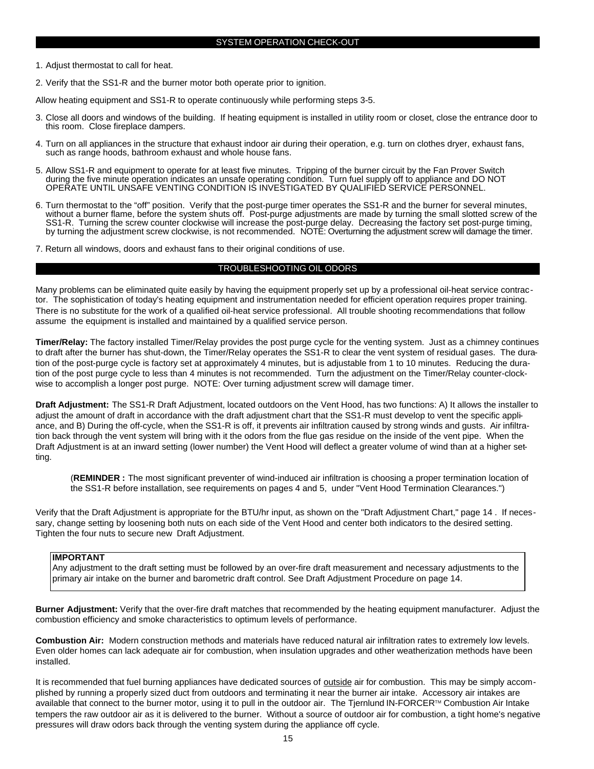## SYSTEM OPERATION CHECK-OUT

1. Adjust thermostat to call for heat.

2. Verify that the SS1-R and the burner motor both operate prior to ignition.

Allow heating equipment and SS1-R to operate continuously while performing steps 3-5.

3. Close all doors and windows of the building. If heating equipment is installed in utility room or closet, close the entrance door to this room. Close fireplace dampers.

4. Turn on all appliances in the structure that exhaust indoor air during their operation, e.g. turn on clothes dryer, exhaust fans, such as range hoods, bathroom exhaust and whole house fans.

5. Allow SS1-R and equipment to operate for at least five minutes. Tripping of the burner circuit by the Fan Prover Switch during the five minute operation indicates an unsafe operating condition. Turn fuel supply off to appliance and DO NOT OPERATE UNTIL UNSAFE VENTING CONDITION IS INVESTIGATED BY QUALIFIED SERVICE PERSONNEL.

6. Turn thermostat to the "off" position. Verify that the post-purge timer operates the SS1-R and the burner for several minutes, without a burner flame, before the system shuts off. Post-purge adjustments are made by turning the small slotted screw of the SS1-R. Turning the screw counter clockwise will increase the post-purge delay. Decreasing the factory set post-purge timing, by turning the adjustment screw clockwise, is not recommended. NOTE: Overturning the adjustment screw will damage the timer.

7. Return all windows, doors and exhaust fans to their original conditions of use.

## TROUBLESHOOTING OIL ODORS

Many problems can be eliminated quite easily by having the equipment properly set up by a professional oil-heat service contractor. The sophistication of today's heating equipment and instrumentation needed for efficient operation requires proper training. There is no substitute for the work of a qualified oil-heat service professional. All trouble shooting recommendations that follow assume the equipment is installed and maintained by a qualified service person.

**Timer/Relay:** The factory installed Timer/Relay provides the post purge cycle for the venting system. Just as a chimney continues to draft after the burner has shut-down, the Timer/Relay operates the SS1-R to clear the vent system of residual gases. The duration of the post-purge cycle is factory set at approximately 4 minutes, but is adjustable from 1 to 10 minutes. Reducing the duration of the post purge cycle to less than 4 minutes is not recommended. Turn the adjustment on the Timer/Relay counter-clockwise to accomplish a longer post purge. NOTE: Over turning adjustment screw will damage timer.

**Draft Adjustment:** The SS1-R Draft Adjustment, located outdoors on the Vent Hood, has two functions: A) It allows the installer to adjust the amount of draft in accordance with the draft adjustment chart that the SS1-R must develop to vent the specific appliance, and B) During the off-cycle, when the SS1-R is off, it prevents air infiltration caused by strong winds and gusts. Air infiltration back through the vent system will bring with it the odors from the flue gas residue on the inside of the vent pipe. When the Draft Adjustment is at an inward setting (lower number) the Vent Hood will deflect a greater volume of wind than at a higher setting.

> (**REMINDER :** The most significant preventer of wind-induced air infiltration is choosing a proper termination location of the SS1-R before installation, see requirements on pages 4 and 5, under "Vent Hood Termination Clearances.")

Verify that the Draft Adjustment is appropriate for the BTU/hr input, as shown on the "Draft Adjustment Chart," page 14 . If necessary, change setting by loosening both nuts on each side of the Vent Hood and center both indicators to the desired setting. Tighten the four nuts to secure new Draft Adjustment.

**IMPORTANT**
Any adjustment to the draft setting must be followed by an over-fire draft measurement and necessary adjustments to the primary air intake on the burner and barometric draft control. See Draft Adjustment Procedure on page 14.

**Burner Adjustment:** Verify that the over-fire draft matches that recommended by the heating equipment manufacturer. Adjust the combustion efficiency and smoke characteristics to optimum levels of performance.

**Combustion Air:** Modern construction methods and materials have reduced natural air infiltration rates to extremely low levels. Even older homes can lack adequate air for combustion, when insulation upgrades and other weatherization methods have been installed.

It is recommended that fuel burning appliances have dedicated sources of <u>outside</u> air for combustion. This may be simply accomplished by running a properly sized duct from outdoors and terminating it near the burner air intake. Accessory air intakes are available that connect to the burner motor, using it to pull in the outdoor air. The Tjernlund IN-FORCER™ Combustion Air Intake tempers the raw outdoor air as it is delivered to the burner. Without a source of outdoor air for combustion, a tight home's negative pressures will draw odors back through the venting system during the appliance off cycle.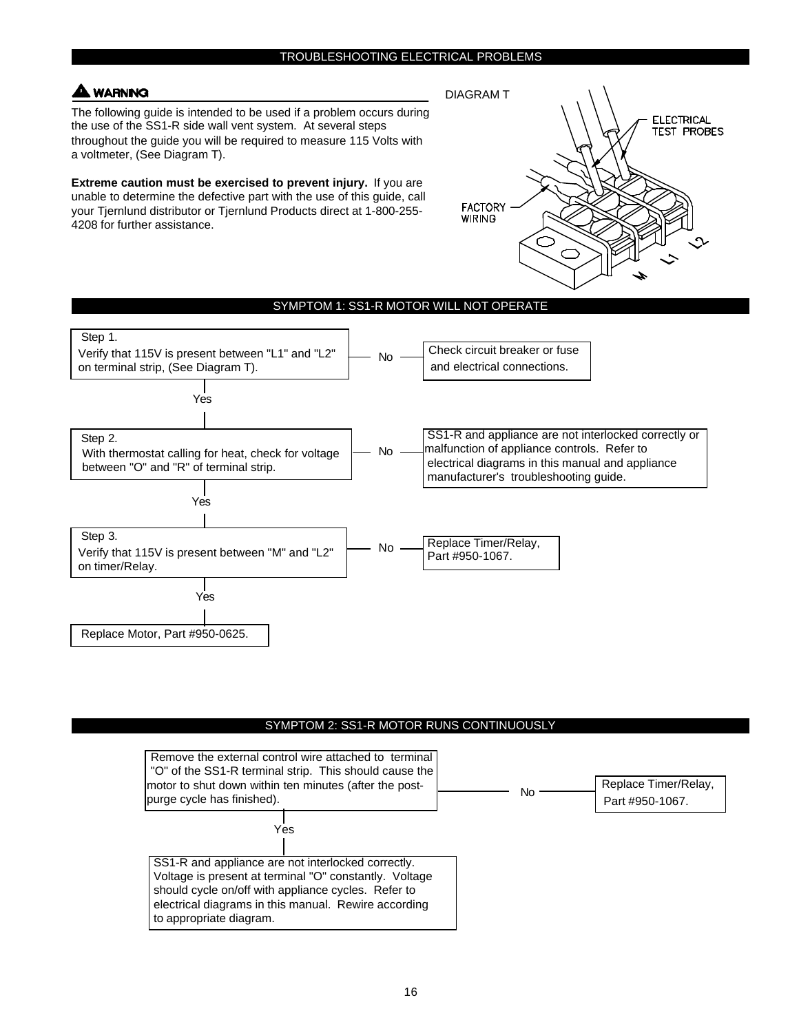## TROUBLESHOOTING ELECTRICAL PROBLEMS

**⚠ WARNING**

The following guide is intended to be used if a problem occurs during the use of the SS1-R side wall vent system. At several steps throughout the guide you will be required to measure 115 Volts with a voltmeter, (See Diagram T).

**Extreme caution must be exercised to prevent injury.** If you are unable to determine the defective part with the use of this guide, call your Tjernlund distributor or Tjernlund Products direct at 1-800-255-4208 for further assistance.

DIAGRAM T

ELECTRICAL TEST PROBES

FACTORY WIRING

M L1 L2

## SYMPTOM 1: SS1-R MOTOR WILL NOT OPERATE

**Step 1.**
Verify that 115V is present between "L1" and "L2" on terminal strip, (See Diagram T).

- No → Check circuit breaker or fuse and electrical connections.
- Yes ↓

**Step 2.**
With thermostat calling for heat, check for voltage between "O" and "R" of terminal strip.

- No → SS1-R and appliance are not interlocked correctly or malfunction of appliance controls. Refer to electrical diagrams in this manual and appliance manufacturer's troubleshooting guide.
- Yes ↓

**Step 3.**
Verify that 115V is present between "M" and "L2" on timer/Relay.

- No → Replace Timer/Relay, Part #950-1067.
- Yes ↓

Replace Motor, Part #950-0625.

## SYMPTOM 2: SS1-R MOTOR RUNS CONTINUOUSLY

Remove the external control wire attached to terminal "O" of the SS1-R terminal strip. This should cause the motor to shut down within ten minutes (after the post-purge cycle has finished).

- No → Replace Timer/Relay, Part #950-1067.
- Yes ↓

SS1-R and appliance are not interlocked correctly. Voltage is present at terminal "O" constantly. Voltage should cycle on/off with appliance cycles. Refer to electrical diagrams in this manual. Rewire according to appropriate diagram.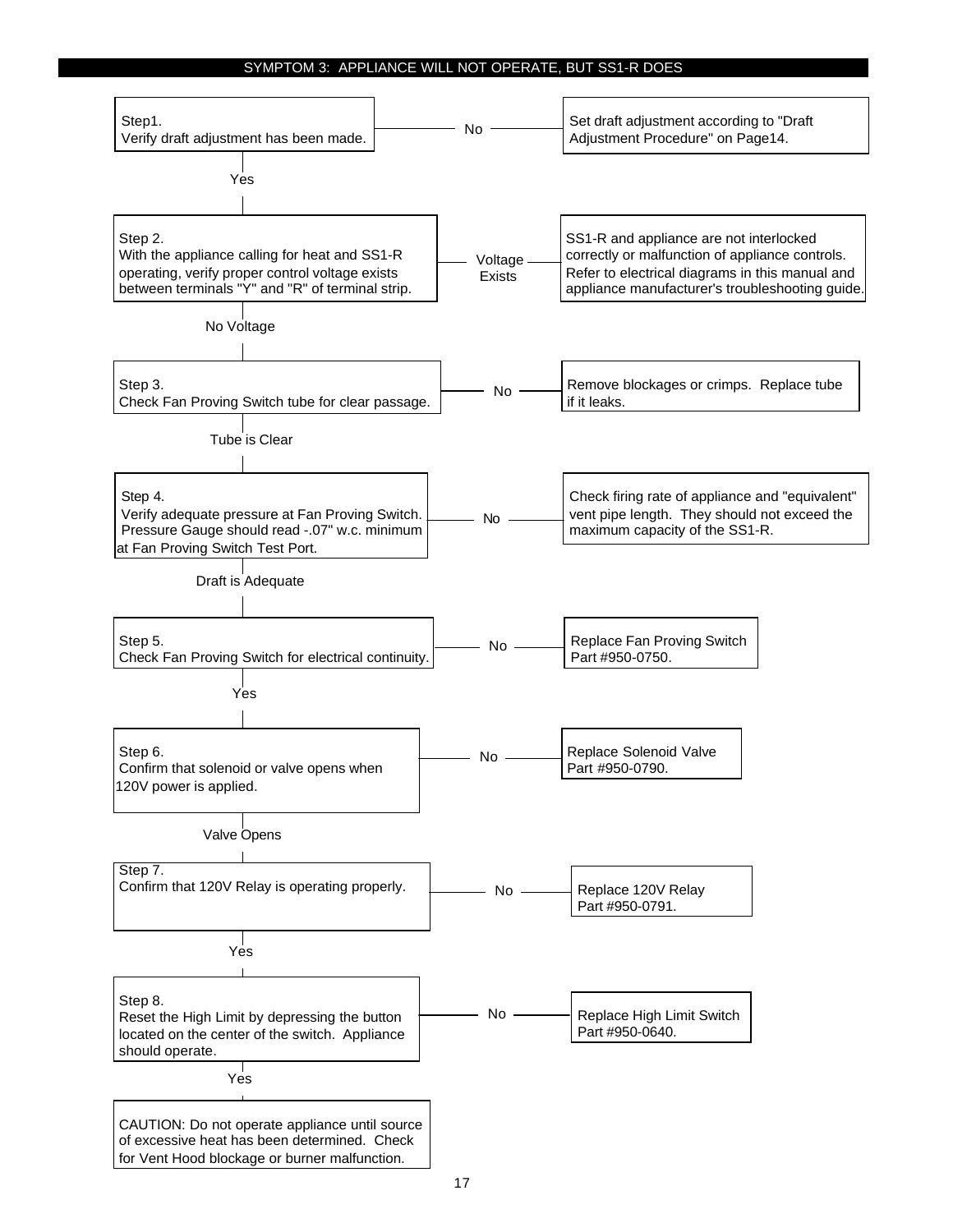## SYMPTOM 3: APPLIANCE WILL NOT OPERATE, BUT SS1-R DOES

**Step1.**
Verify draft adjustment has been made.

- **No** → Set draft adjustment according to "Draft Adjustment Procedure" on Page14.
- **Yes** → Go to Step 2.

**Step 2.**
With the appliance calling for heat and SS1-R operating, verify proper control voltage exists between terminals "Y" and "R" of terminal strip.

- **Voltage Exists** → SS1-R and appliance are not interlocked correctly or malfunction of appliance controls. Refer to electrical diagrams in this manual and appliance manufacturer's troubleshooting guide.
- **No Voltage** → Go to Step 3.

**Step 3.**
Check Fan Proving Switch tube for clear passage.

- **No** → Remove blockages or crimps. Replace tube if it leaks.
- **Tube is Clear** → Go to Step 4.

**Step 4.**
Verify adequate pressure at Fan Proving Switch. Pressure Gauge should read -.07" w.c. minimum at Fan Proving Switch Test Port.

- **No** → Check firing rate of appliance and "equivalent" vent pipe length. They should not exceed the maximum capacity of the SS1-R.
- **Draft is Adequate** → Go to Step 5.

**Step 5.**
Check Fan Proving Switch for electrical continuity.

- **No** → Replace Fan Proving Switch Part #950-0750.
- **Yes** → Go to Step 6.

**Step 6.**
Confirm that solenoid or valve opens when 120V power is applied.

- **No** → Replace Solenoid Valve Part #950-0790.
- **Valve Opens** → Go to Step 7.

**Step 7.**
Confirm that 120V Relay is operating properly.

- **No** → Replace 120V Relay Part #950-0791.
- **Yes** → Go to Step 8.

**Step 8.**
Reset the High Limit by depressing the button located on the center of the switch. Appliance should operate.

- **No** → Replace High Limit Switch Part #950-0640.
- **Yes** → CAUTION: Do not operate appliance until source of excessive heat has been determined. Check for Vent Hood blockage or burner malfunction.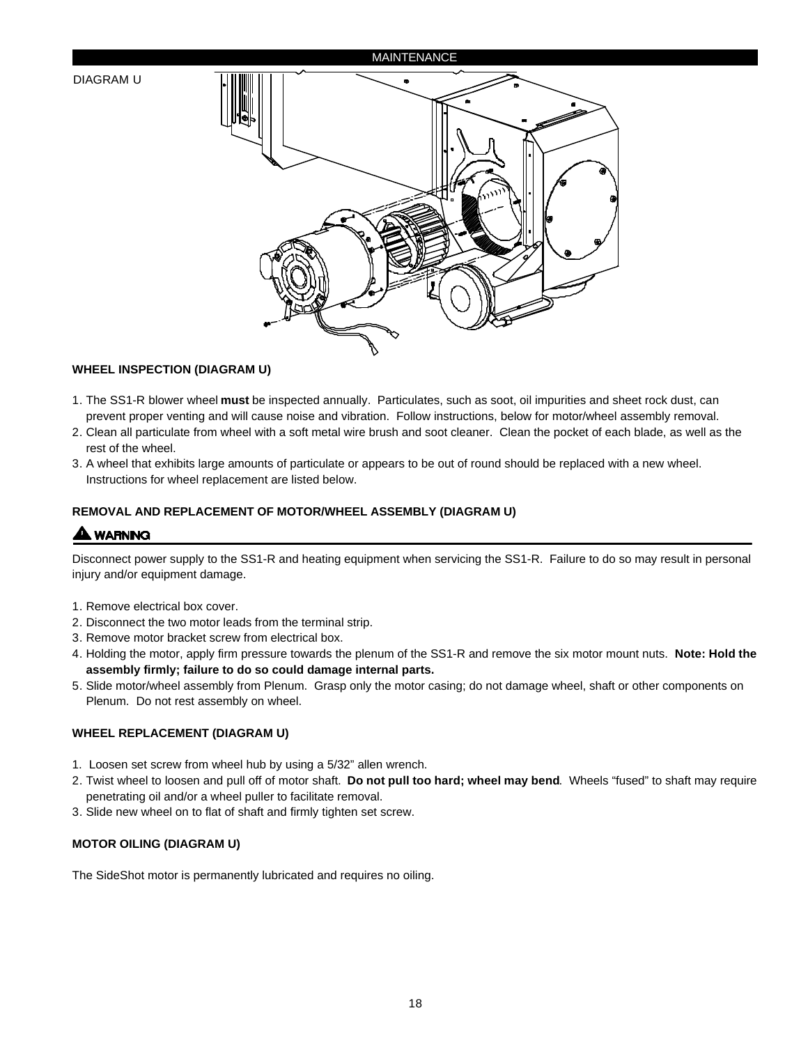MAINTENANCE

DIAGRAM U

### WHEEL INSPECTION (DIAGRAM U)

1. The SS1-R blower wheel **must** be inspected annually. Particulates, such as soot, oil impurities and sheet rock dust, can prevent proper venting and will cause noise and vibration. Follow instructions, below for motor/wheel assembly removal.
2. Clean all particulate from wheel with a soft metal wire brush and soot cleaner. Clean the pocket of each blade, as well as the rest of the wheel.
3. A wheel that exhibits large amounts of particulate or appears to be out of round should be replaced with a new wheel. Instructions for wheel replacement are listed below.

### REMOVAL AND REPLACEMENT OF MOTOR/WHEEL ASSEMBLY (DIAGRAM U)

**⚠ WARNING**

Disconnect power supply to the SS1-R and heating equipment when servicing the SS1-R. Failure to do so may result in personal injury and/or equipment damage.

1. Remove electrical box cover.
2. Disconnect the two motor leads from the terminal strip.
3. Remove motor bracket screw from electrical box.
4. Holding the motor, apply firm pressure towards the plenum of the SS1-R and remove the six motor mount nuts. **Note: Hold the assembly firmly; failure to do so could damage internal parts.**
5. Slide motor/wheel assembly from Plenum. Grasp only the motor casing; do not damage wheel, shaft or other components on Plenum. Do not rest assembly on wheel.

### WHEEL REPLACEMENT (DIAGRAM U)

1. Loosen set screw from wheel hub by using a 5/32” allen wrench.
2. Twist wheel to loosen and pull off of motor shaft. **Do not pull too hard; wheel may bend**. Wheels “fused” to shaft may require penetrating oil and/or a wheel puller to facilitate removal.
3. Slide new wheel on to flat of shaft and firmly tighten set screw.

### MOTOR OILING (DIAGRAM U)

The SideShot motor is permanently lubricated and requires no oiling.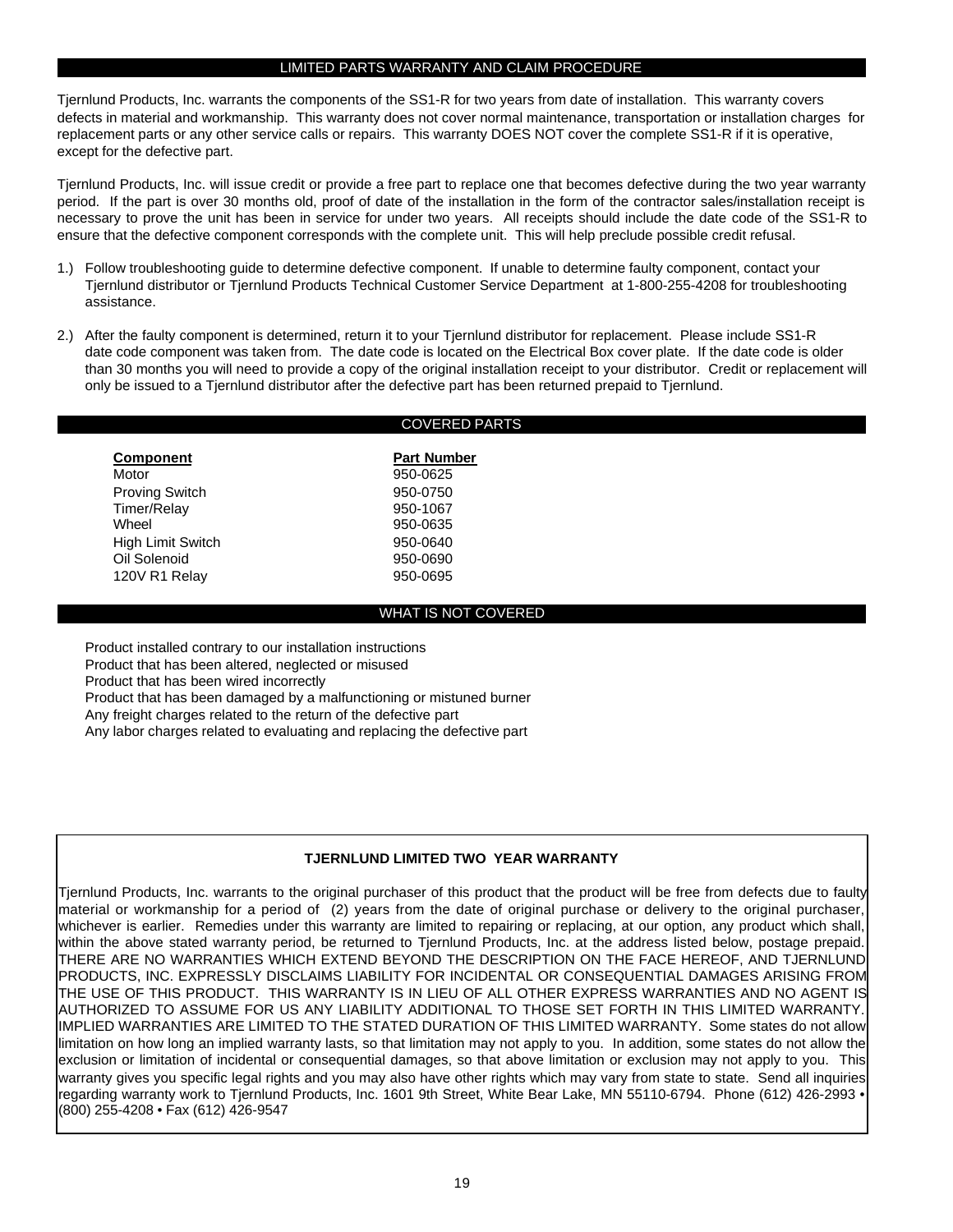## LIMITED PARTS WARRANTY AND CLAIM PROCEDURE

Tjernlund Products, Inc. warrants the components of the SS1-R for two years from date of installation. This warranty covers defects in material and workmanship. This warranty does not cover normal maintenance, transportation or installation charges for replacement parts or any other service calls or repairs. This warranty DOES NOT cover the complete SS1-R if it is operative, except for the defective part.

Tjernlund Products, Inc. will issue credit or provide a free part to replace one that becomes defective during the two year warranty period. If the part is over 30 months old, proof of date of the installation in the form of the contractor sales/installation receipt is necessary to prove the unit has been in service for under two years. All receipts should include the date code of the SS1-R to ensure that the defective component corresponds with the complete unit. This will help preclude possible credit refusal.

1.) Follow troubleshooting guide to determine defective component. If unable to determine faulty component, contact your Tjernlund distributor or Tjernlund Products Technical Customer Service Department at 1-800-255-4208 for troubleshooting assistance.

2.) After the faulty component is determined, return it to your Tjernlund distributor for replacement. Please include SS1-R date code component was taken from. The date code is located on the Electrical Box cover plate. If the date code is older than 30 months you will need to provide a copy of the original installation receipt to your distributor. Credit or replacement will only be issued to a Tjernlund distributor after the defective part has been returned prepaid to Tjernlund.

## COVERED PARTS

| Component | Part Number |
|---|---|
| Motor | 950-0625 |
| Proving Switch | 950-0750 |
| Timer/Relay | 950-1067 |
| Wheel | 950-0635 |
| High Limit Switch | 950-0640 |
| Oil Solenoid | 950-0690 |
| 120V R1 Relay | 950-0695 |

## WHAT IS NOT COVERED

Product installed contrary to our installation instructions
Product that has been altered, neglected or misused
Product that has been wired incorrectly
Product that has been damaged by a malfunctioning or mistuned burner
Any freight charges related to the return of the defective part
Any labor charges related to evaluating and replacing the defective part

### TJERNLUND LIMITED TWO YEAR WARRANTY

Tjernlund Products, Inc. warrants to the original purchaser of this product that the product will be free from defects due to faulty material or workmanship for a period of (2) years from the date of original purchase or delivery to the original purchaser, whichever is earlier. Remedies under this warranty are limited to repairing or replacing, at our option, any product which shall, within the above stated warranty period, be returned to Tjernlund Products, Inc. at the address listed below, postage prepaid. THERE ARE NO WARRANTIES WHICH EXTEND BEYOND THE DESCRIPTION ON THE FACE HEREOF, AND TJERNLUND PRODUCTS, INC. EXPRESSLY DISCLAIMS LIABILITY FOR INCIDENTAL OR CONSEQUENTIAL DAMAGES ARISING FROM THE USE OF THIS PRODUCT. THIS WARRANTY IS IN LIEU OF ALL OTHER EXPRESS WARRANTIES AND NO AGENT IS AUTHORIZED TO ASSUME FOR US ANY LIABILITY ADDITIONAL TO THOSE SET FORTH IN THIS LIMITED WARRANTY. IMPLIED WARRANTIES ARE LIMITED TO THE STATED DURATION OF THIS LIMITED WARRANTY. Some states do not allow limitation on how long an implied warranty lasts, so that limitation may not apply to you. In addition, some states do not allow the exclusion or limitation of incidental or consequential damages, so that above limitation or exclusion may not apply to you. This warranty gives you specific legal rights and you may also have other rights which may vary from state to state. Send all inquiries regarding warranty work to Tjernlund Products, Inc. 1601 9th Street, White Bear Lake, MN 55110-6794. Phone (612) 426-2993 • (800) 255-4208 • Fax (612) 426-9547